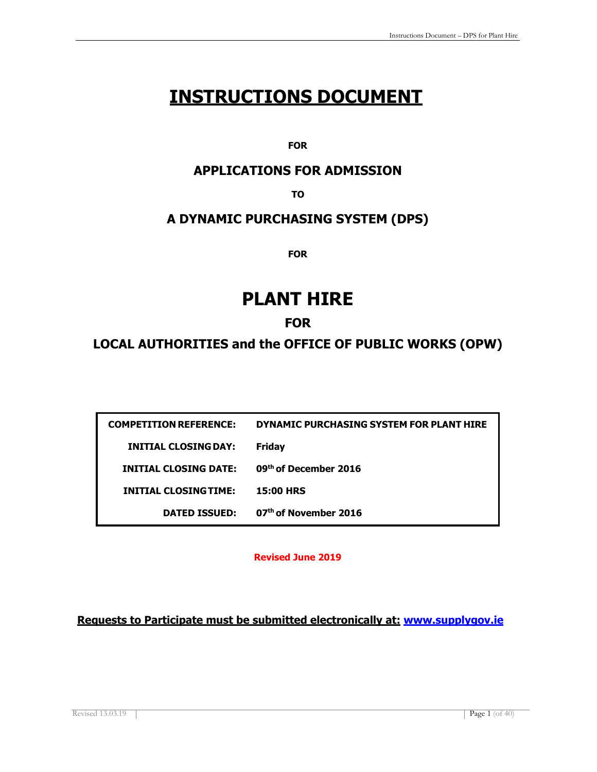# INSTRUCTIONS DOCUMENT

**FOR**

## APPLICATIONS FOR ADMISSION

**TO**

## A DYNAMIC PURCHASING SYSTEM (DPS)

**FOR**

# PLANT HIRE

## FOR

## LOCAL AUTHORITIES and the OFFICE OF PUBLIC WORKS (OPW)

| | |
|---|---|
| **COMPETITION REFERENCE:** | **DYNAMIC PURCHASING SYSTEM FOR PLANT HIRE** |
| **INITIAL CLOSING DAY:** | **Friday** |
| **INITIAL CLOSING DATE:** | **09th of December 2016** |
| **INITIAL CLOSING TIME:** | **15:00 HRS** |
| **DATED ISSUED:** | **07th of November 2016** |

**Revised June 2019**

**Requests to Participate must be submitted electronically at: www.supplygov.ie**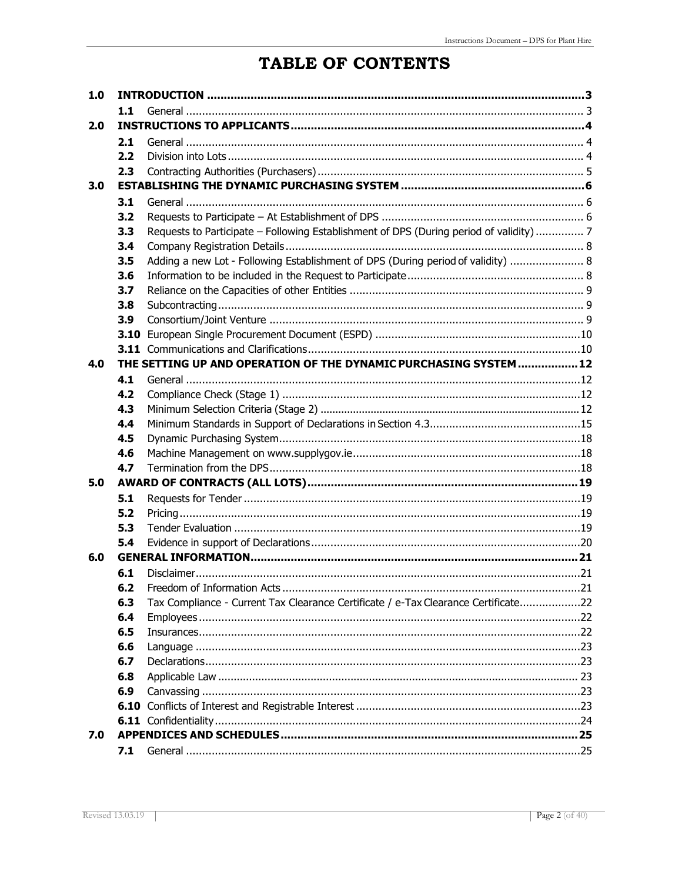# TABLE OF CONTENTS

| | | | |
|---|---|---|---|
| **1.0** | **INTRODUCTION** | | **3** |
| | **1.1** | General | 3 |
| **2.0** | **INSTRUCTIONS TO APPLICANTS** | | **4** |
| | **2.1** | General | 4 |
| | **2.2** | Division into Lots | 4 |
| | **2.3** | Contracting Authorities (Purchasers) | 5 |
| **3.0** | **ESTABLISHING THE DYNAMIC PURCHASING SYSTEM** | | **6** |
| | **3.1** | General | 6 |
| | **3.2** | Requests to Participate – At Establishment of DPS | 6 |
| | **3.3** | Requests to Participate – Following Establishment of DPS (During period of validity) | 7 |
| | **3.4** | Company Registration Details | 8 |
| | **3.5** | Adding a new Lot - Following Establishment of DPS (During period of validity) | 8 |
| | **3.6** | Information to be included in the Request to Participate | 8 |
| | **3.7** | Reliance on the Capacities of other Entities | 9 |
| | **3.8** | Subcontracting | 9 |
| | **3.9** | Consortium/Joint Venture | 9 |
| | **3.10** | European Single Procurement Document (ESPD) | 10 |
| | **3.11** | Communications and Clarifications | 10 |
| **4.0** | **THE SETTING UP AND OPERATION OF THE DYNAMIC PURCHASING SYSTEM** | | **12** |
| | **4.1** | General | 12 |
| | **4.2** | Compliance Check (Stage 1) | 12 |
| | **4.3** | Minimum Selection Criteria (Stage 2) | 12 |
| | **4.4** | Minimum Standards in Support of Declarations in Section 4.3 | 15 |
| | **4.5** | Dynamic Purchasing System | 18 |
| | **4.6** | Machine Management on www.supplygov.ie | 18 |
| | **4.7** | Termination from the DPS | 18 |
| **5.0** | **AWARD OF CONTRACTS (ALL LOTS)** | | **19** |
| | **5.1** | Requests for Tender | 19 |
| | **5.2** | Pricing | 19 |
| | **5.3** | Tender Evaluation | 19 |
| | **5.4** | Evidence in support of Declarations | 20 |
| **6.0** | **GENERAL INFORMATION** | | **21** |
| | **6.1** | Disclaimer | 21 |
| | **6.2** | Freedom of Information Acts | 21 |
| | **6.3** | Tax Compliance - Current Tax Clearance Certificate / e-Tax Clearance Certificate | 22 |
| | **6.4** | Employees | 22 |
| | **6.5** | Insurances | 22 |
| | **6.6** | Language | 23 |
| | **6.7** | Declarations | 23 |
| | **6.8** | Applicable Law | 23 |
| | **6.9** | Canvassing | 23 |
| | **6.10** | Conflicts of Interest and Registrable Interest | 23 |
| | **6.11** | Confidentiality | 24 |
| **7.0** | **APPENDICES AND SCHEDULES** | | **25** |
| | **7.1** | General | 25 |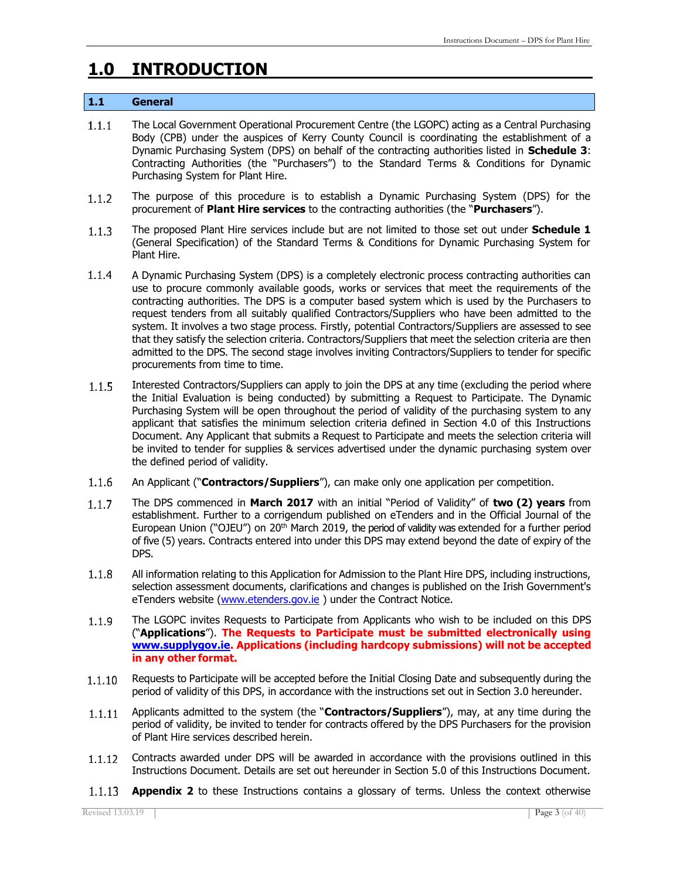# 1.0 INTRODUCTION

## 1.1 General

1.1.1 The Local Government Operational Procurement Centre (the LGOPC) acting as a Central Purchasing Body (CPB) under the auspices of Kerry County Council is coordinating the establishment of a Dynamic Purchasing System (DPS) on behalf of the contracting authorities listed in **Schedule 3**: Contracting Authorities (the "Purchasers") to the Standard Terms & Conditions for Dynamic Purchasing System for Plant Hire.

1.1.2 The purpose of this procedure is to establish a Dynamic Purchasing System (DPS) for the procurement of **Plant Hire services** to the contracting authorities (the "**Purchasers**").

1.1.3 The proposed Plant Hire services include but are not limited to those set out under **Schedule 1** (General Specification) of the Standard Terms & Conditions for Dynamic Purchasing System for Plant Hire.

1.1.4 A Dynamic Purchasing System (DPS) is a completely electronic process contracting authorities can use to procure commonly available goods, works or services that meet the requirements of the contracting authorities. The DPS is a computer based system which is used by the Purchasers to request tenders from all suitably qualified Contractors/Suppliers who have been admitted to the system. It involves a two stage process. Firstly, potential Contractors/Suppliers are assessed to see that they satisfy the selection criteria. Contractors/Suppliers that meet the selection criteria are then admitted to the DPS. The second stage involves inviting Contractors/Suppliers to tender for specific procurements from time to time.

1.1.5 Interested Contractors/Suppliers can apply to join the DPS at any time (excluding the period where the Initial Evaluation is being conducted) by submitting a Request to Participate. The Dynamic Purchasing System will be open throughout the period of validity of the purchasing system to any applicant that satisfies the minimum selection criteria defined in Section 4.0 of this Instructions Document. Any Applicant that submits a Request to Participate and meets the selection criteria will be invited to tender for supplies & services advertised under the dynamic purchasing system over the defined period of validity.

1.1.6 An Applicant ("**Contractors/Suppliers**"), can make only one application per competition.

1.1.7 The DPS commenced in **March 2017** with an initial "Period of Validity" of **two (2) years** from establishment. Further to a corrigendum published on eTenders and in the Official Journal of the European Union ("OJEU") on 20th March 2019, the period of validity was extended for a further period of five (5) years. Contracts entered into under this DPS may extend beyond the date of expiry of the DPS.

1.1.8 All information relating to this Application for Admission to the Plant Hire DPS, including instructions, selection assessment documents, clarifications and changes is published on the Irish Government's eTenders website (www.etenders.gov.ie ) under the Contract Notice.

1.1.9 The LGOPC invites Requests to Participate from Applicants who wish to be included on this DPS ("**Applications**"). **The Requests to Participate must be submitted electronically using www.supplygov.ie. Applications (including hardcopy submissions) will not be accepted in any other format.**

1.1.10 Requests to Participate will be accepted before the Initial Closing Date and subsequently during the period of validity of this DPS, in accordance with the instructions set out in Section 3.0 hereunder.

1.1.11 Applicants admitted to the system (the "**Contractors/Suppliers**"), may, at any time during the period of validity, be invited to tender for contracts offered by the DPS Purchasers for the provision of Plant Hire services described herein.

1.1.12 Contracts awarded under DPS will be awarded in accordance with the provisions outlined in this Instructions Document. Details are set out hereunder in Section 5.0 of this Instructions Document.

1.1.13 **Appendix 2** to these Instructions contains a glossary of terms. Unless the context otherwise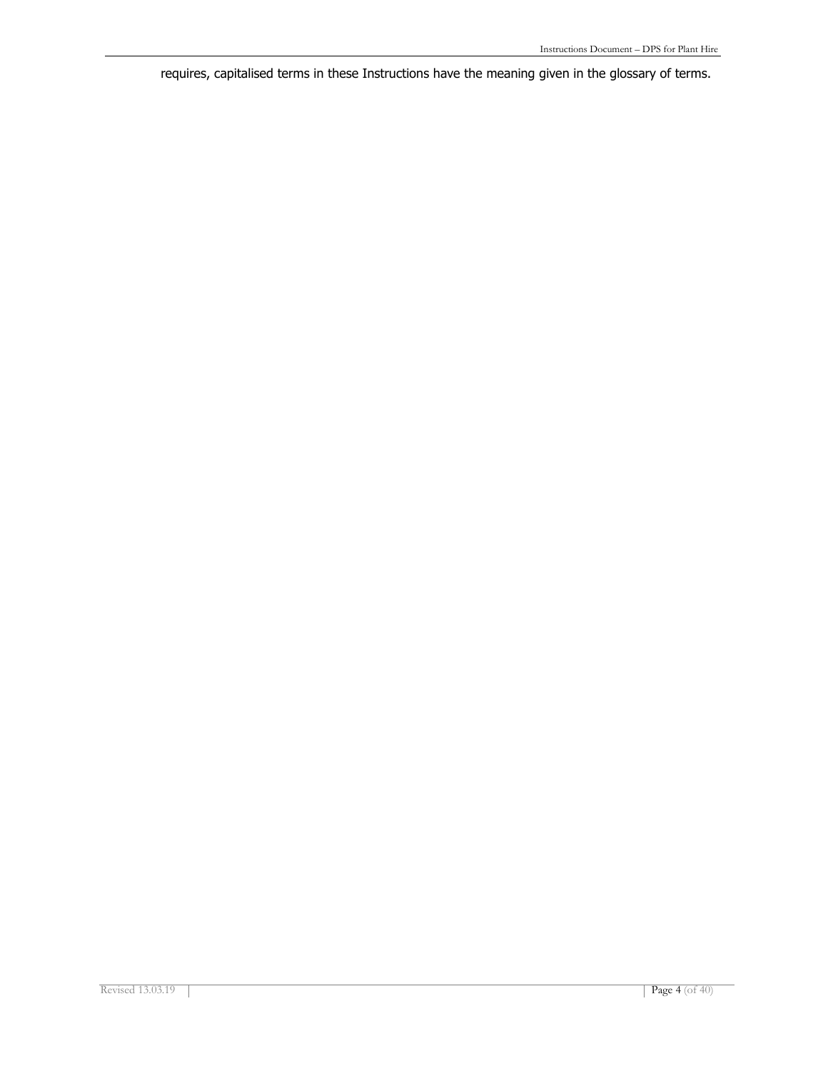requires, capitalised terms in these Instructions have the meaning given in the glossary of terms.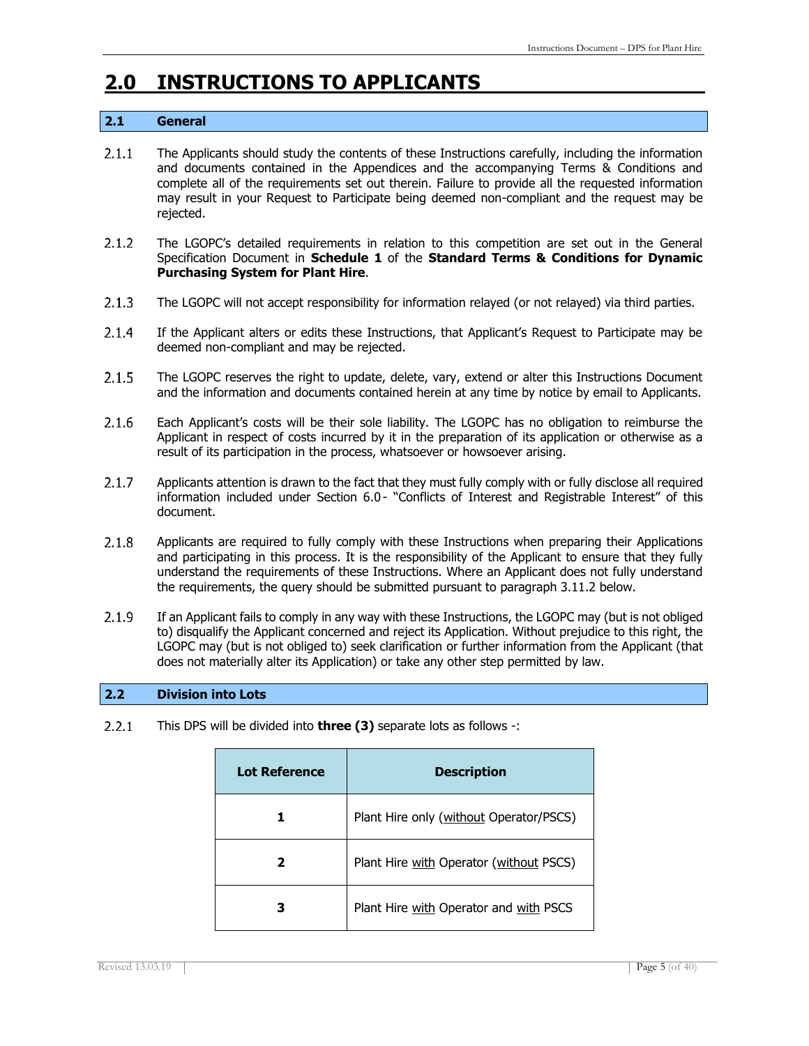# 2.0 INSTRUCTIONS TO APPLICANTS

## 2.1 General

2.1.1 The Applicants should study the contents of these Instructions carefully, including the information and documents contained in the Appendices and the accompanying Terms & Conditions and complete all of the requirements set out therein. Failure to provide all the requested information may result in your Request to Participate being deemed non-compliant and the request may be rejected.

2.1.2 The LGOPC's detailed requirements in relation to this competition are set out in the General Specification Document in **Schedule 1** of the **Standard Terms & Conditions for Dynamic Purchasing System for Plant Hire**.

2.1.3 The LGOPC will not accept responsibility for information relayed (or not relayed) via third parties.

2.1.4 If the Applicant alters or edits these Instructions, that Applicant's Request to Participate may be deemed non-compliant and may be rejected.

2.1.5 The LGOPC reserves the right to update, delete, vary, extend or alter this Instructions Document and the information and documents contained herein at any time by notice by email to Applicants.

2.1.6 Each Applicant's costs will be their sole liability. The LGOPC has no obligation to reimburse the Applicant in respect of costs incurred by it in the preparation of its application or otherwise as a result of its participation in the process, whatsoever or howsoever arising.

2.1.7 Applicants attention is drawn to the fact that they must fully comply with or fully disclose all required information included under Section 6.0 - "Conflicts of Interest and Registrable Interest" of this document.

2.1.8 Applicants are required to fully comply with these Instructions when preparing their Applications and participating in this process. It is the responsibility of the Applicant to ensure that they fully understand the requirements of these Instructions. Where an Applicant does not fully understand the requirements, the query should be submitted pursuant to paragraph 3.11.2 below.

2.1.9 If an Applicant fails to comply in any way with these Instructions, the LGOPC may (but is not obliged to) disqualify the Applicant concerned and reject its Application. Without prejudice to this right, the LGOPC may (but is not obliged to) seek clarification or further information from the Applicant (that does not materially alter its Application) or take any other step permitted by law.

## 2.2 Division into Lots

2.2.1 This DPS will be divided into **three (3)** separate lots as follows -:

| Lot Reference | Description |
|---|---|
| **1** | Plant Hire only (without Operator/PSCS) |
| **2** | Plant Hire with Operator (without PSCS) |
| **3** | Plant Hire with Operator and with PSCS |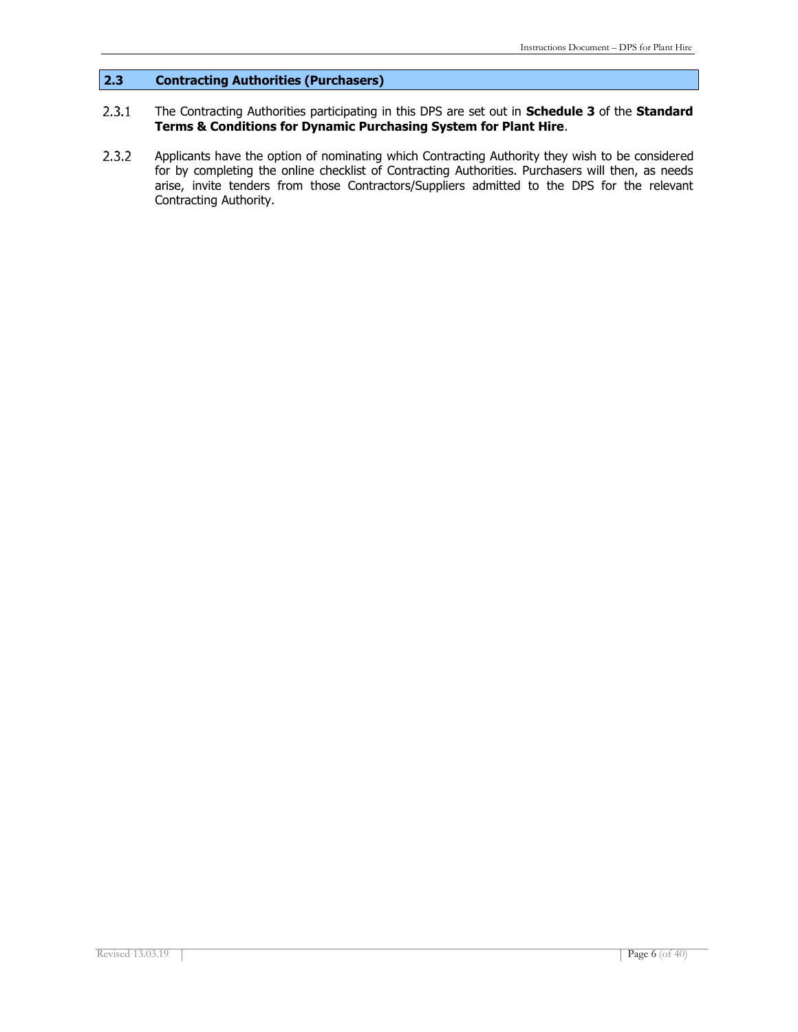## 2.3 Contracting Authorities (Purchasers)

2.3.1 The Contracting Authorities participating in this DPS are set out in **Schedule 3** of the **Standard Terms & Conditions for Dynamic Purchasing System for Plant Hire**.

2.3.2 Applicants have the option of nominating which Contracting Authority they wish to be considered for by completing the online checklist of Contracting Authorities. Purchasers will then, as needs arise, invite tenders from those Contractors/Suppliers admitted to the DPS for the relevant Contracting Authority.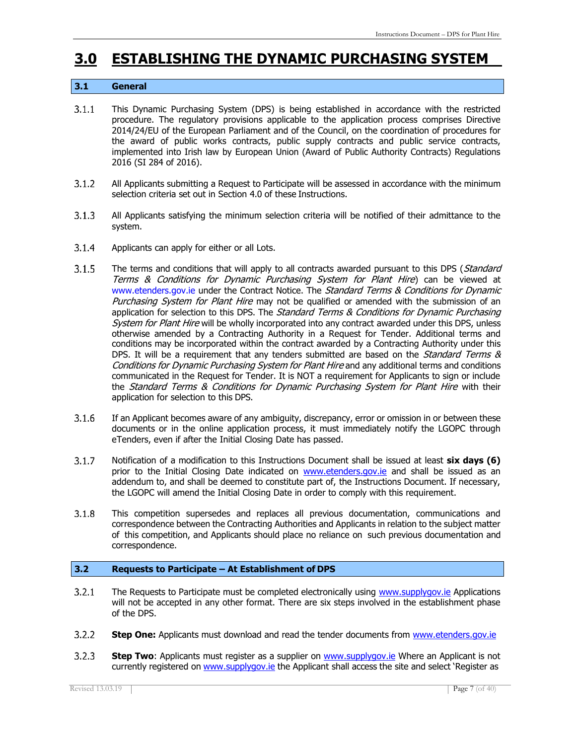# 3.0 ESTABLISHING THE DYNAMIC PURCHASING SYSTEM

## 3.1 General

3.1.1 This Dynamic Purchasing System (DPS) is being established in accordance with the restricted procedure. The regulatory provisions applicable to the application process comprises Directive 2014/24/EU of the European Parliament and of the Council, on the coordination of procedures for the award of public works contracts, public supply contracts and public service contracts, implemented into Irish law by European Union (Award of Public Authority Contracts) Regulations 2016 (SI 284 of 2016).

3.1.2 All Applicants submitting a Request to Participate will be assessed in accordance with the minimum selection criteria set out in Section 4.0 of these Instructions.

3.1.3 All Applicants satisfying the minimum selection criteria will be notified of their admittance to the system.

3.1.4 Applicants can apply for either or all Lots.

3.1.5 The terms and conditions that will apply to all contracts awarded pursuant to this DPS (*Standard Terms & Conditions for Dynamic Purchasing System for Plant Hire*) can be viewed at www.etenders.gov.ie under the Contract Notice. The *Standard Terms & Conditions for Dynamic Purchasing System for Plant Hire* may not be qualified or amended with the submission of an application for selection to this DPS. The *Standard Terms & Conditions for Dynamic Purchasing System for Plant Hire* will be wholly incorporated into any contract awarded under this DPS, unless otherwise amended by a Contracting Authority in a Request for Tender. Additional terms and conditions may be incorporated within the contract awarded by a Contracting Authority under this DPS. It will be a requirement that any tenders submitted are based on the *Standard Terms & Conditions for Dynamic Purchasing System for Plant Hire* and any additional terms and conditions communicated in the Request for Tender. It is NOT a requirement for Applicants to sign or include the *Standard Terms & Conditions for Dynamic Purchasing System for Plant Hire* with their application for selection to this DPS.

3.1.6 If an Applicant becomes aware of any ambiguity, discrepancy, error or omission in or between these documents or in the online application process, it must immediately notify the LGOPC through eTenders, even if after the Initial Closing Date has passed.

3.1.7 Notification of a modification to this Instructions Document shall be issued at least **six days (6)** prior to the Initial Closing Date indicated on www.etenders.gov.ie and shall be issued as an addendum to, and shall be deemed to constitute part of, the Instructions Document. If necessary, the LGOPC will amend the Initial Closing Date in order to comply with this requirement.

3.1.8 This competition supersedes and replaces all previous documentation, communications and correspondence between the Contracting Authorities and Applicants in relation to the subject matter of this competition, and Applicants should place no reliance on such previous documentation and correspondence.

## 3.2 Requests to Participate – At Establishment of DPS

3.2.1 The Requests to Participate must be completed electronically using www.supplygov.ie Applications will not be accepted in any other format. There are six steps involved in the establishment phase of the DPS.

3.2.2 **Step One:** Applicants must download and read the tender documents from www.etenders.gov.ie

3.2.3 **Step Two**: Applicants must register as a supplier on www.supplygov.ie Where an Applicant is not currently registered on www.supplygov.ie the Applicant shall access the site and select 'Register as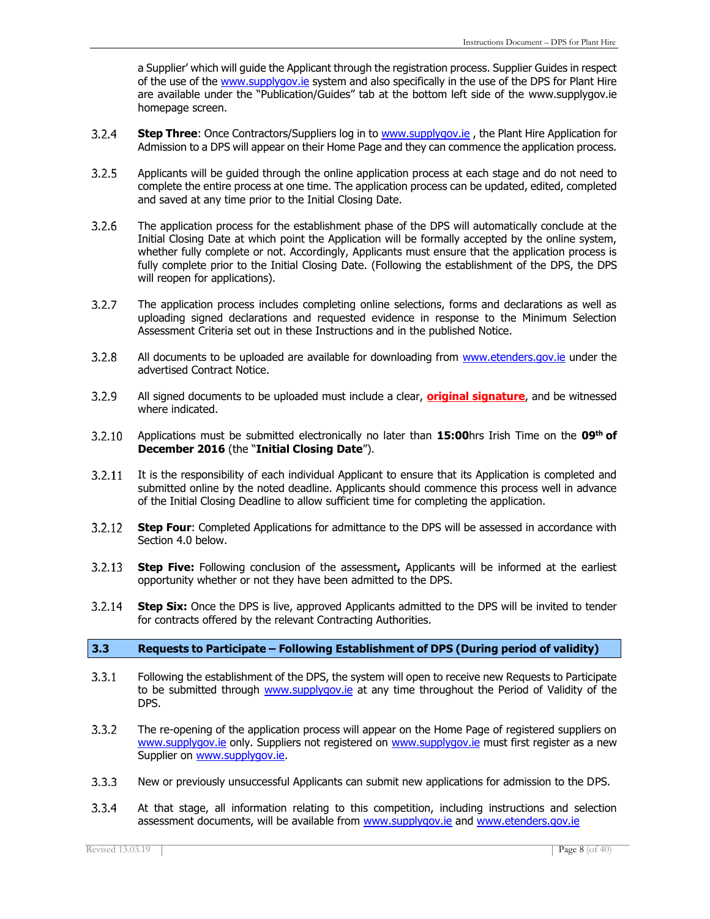a Supplier' which will guide the Applicant through the registration process. Supplier Guides in respect of the use of the www.supplygov.ie system and also specifically in the use of the DPS for Plant Hire are available under the "Publication/Guides" tab at the bottom left side of the www.supplygov.ie homepage screen.

3.2.4 **Step Three**: Once Contractors/Suppliers log in to www.supplygov.ie , the Plant Hire Application for Admission to a DPS will appear on their Home Page and they can commence the application process.

3.2.5 Applicants will be guided through the online application process at each stage and do not need to complete the entire process at one time. The application process can be updated, edited, completed and saved at any time prior to the Initial Closing Date.

3.2.6 The application process for the establishment phase of the DPS will automatically conclude at the Initial Closing Date at which point the Application will be formally accepted by the online system, whether fully complete or not. Accordingly, Applicants must ensure that the application process is fully complete prior to the Initial Closing Date. (Following the establishment of the DPS, the DPS will reopen for applications).

3.2.7 The application process includes completing online selections, forms and declarations as well as uploading signed declarations and requested evidence in response to the Minimum Selection Assessment Criteria set out in these Instructions and in the published Notice.

3.2.8 All documents to be uploaded are available for downloading from www.etenders.gov.ie under the advertised Contract Notice.

3.2.9 All signed documents to be uploaded must include a clear, **original signature**, and be witnessed where indicated.

3.2.10 Applications must be submitted electronically no later than **15:00**hrs Irish Time on the **09th of December 2016** (the "**Initial Closing Date**").

3.2.11 It is the responsibility of each individual Applicant to ensure that its Application is completed and submitted online by the noted deadline. Applicants should commence this process well in advance of the Initial Closing Deadline to allow sufficient time for completing the application.

3.2.12 **Step Four**: Completed Applications for admittance to the DPS will be assessed in accordance with Section 4.0 below.

3.2.13 **Step Five:** Following conclusion of the assessment**,** Applicants will be informed at the earliest opportunity whether or not they have been admitted to the DPS.

3.2.14 **Step Six:** Once the DPS is live, approved Applicants admitted to the DPS will be invited to tender for contracts offered by the relevant Contracting Authorities.

## 3.3 Requests to Participate – Following Establishment of DPS (During period of validity)

3.3.1 Following the establishment of the DPS, the system will open to receive new Requests to Participate to be submitted through www.supplygov.ie at any time throughout the Period of Validity of the DPS.

3.3.2 The re-opening of the application process will appear on the Home Page of registered suppliers on www.supplygov.ie only. Suppliers not registered on www.supplygov.ie must first register as a new Supplier on www.supplygov.ie.

3.3.3 New or previously unsuccessful Applicants can submit new applications for admission to the DPS.

3.3.4 At that stage, all information relating to this competition, including instructions and selection assessment documents, will be available from www.supplygov.ie and www.etenders.gov.ie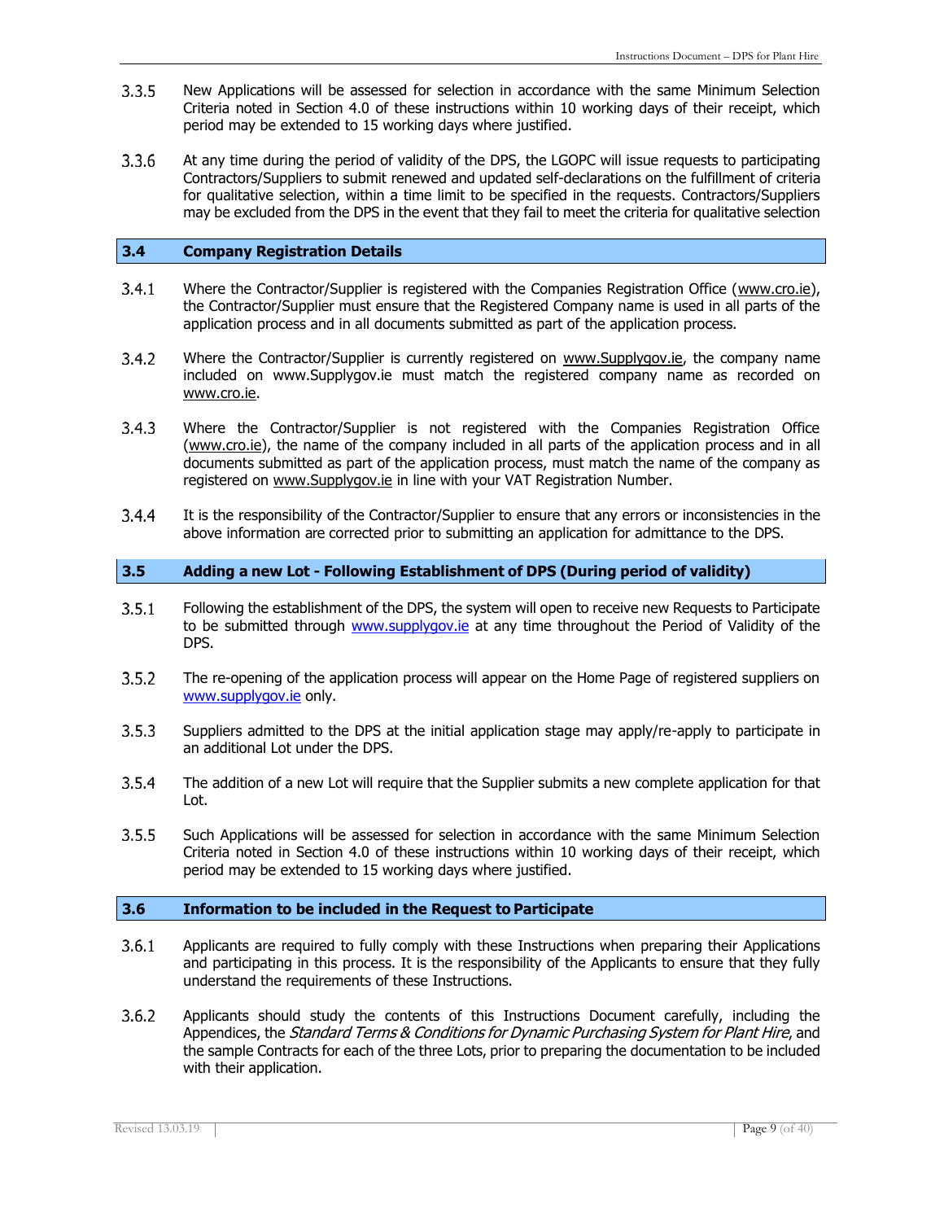3.3.5 New Applications will be assessed for selection in accordance with the same Minimum Selection Criteria noted in Section 4.0 of these instructions within 10 working days of their receipt, which period may be extended to 15 working days where justified.

3.3.6 At any time during the period of validity of the DPS, the LGOPC will issue requests to participating Contractors/Suppliers to submit renewed and updated self-declarations on the fulfillment of criteria for qualitative selection, within a time limit to be specified in the requests. Contractors/Suppliers may be excluded from the DPS in the event that they fail to meet the criteria for qualitative selection

## 3.4 Company Registration Details

3.4.1 Where the Contractor/Supplier is registered with the Companies Registration Office (www.cro.ie), the Contractor/Supplier must ensure that the Registered Company name is used in all parts of the application process and in all documents submitted as part of the application process.

3.4.2 Where the Contractor/Supplier is currently registered on www.Supplygov.ie, the company name included on www.Supplygov.ie must match the registered company name as recorded on www.cro.ie.

3.4.3 Where the Contractor/Supplier is not registered with the Companies Registration Office (www.cro.ie), the name of the company included in all parts of the application process and in all documents submitted as part of the application process, must match the name of the company as registered on www.Supplygov.ie in line with your VAT Registration Number.

3.4.4 It is the responsibility of the Contractor/Supplier to ensure that any errors or inconsistencies in the above information are corrected prior to submitting an application for admittance to the DPS.

## 3.5 Adding a new Lot - Following Establishment of DPS (During period of validity)

3.5.1 Following the establishment of the DPS, the system will open to receive new Requests to Participate to be submitted through www.supplygov.ie at any time throughout the Period of Validity of the DPS.

3.5.2 The re-opening of the application process will appear on the Home Page of registered suppliers on www.supplygov.ie only.

3.5.3 Suppliers admitted to the DPS at the initial application stage may apply/re-apply to participate in an additional Lot under the DPS.

3.5.4 The addition of a new Lot will require that the Supplier submits a new complete application for that Lot.

3.5.5 Such Applications will be assessed for selection in accordance with the same Minimum Selection Criteria noted in Section 4.0 of these instructions within 10 working days of their receipt, which period may be extended to 15 working days where justified.

## 3.6 Information to be included in the Request to Participate

3.6.1 Applicants are required to fully comply with these Instructions when preparing their Applications and participating in this process. It is the responsibility of the Applicants to ensure that they fully understand the requirements of these Instructions.

3.6.2 Applicants should study the contents of this Instructions Document carefully, including the Appendices, the *Standard Terms & Conditions for Dynamic Purchasing System for Plant Hire*, and the sample Contracts for each of the three Lots, prior to preparing the documentation to be included with their application.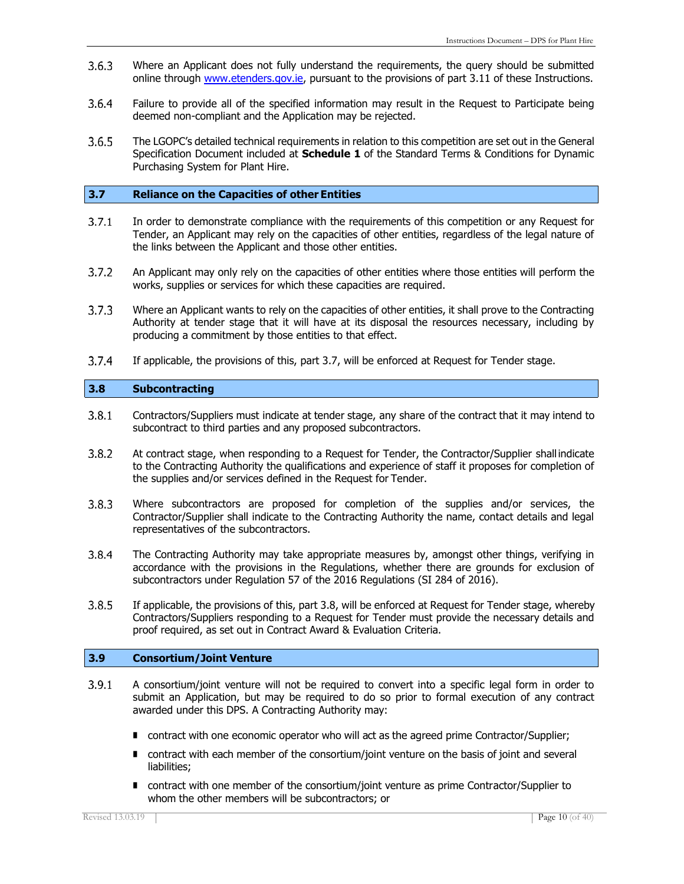3.6.3 Where an Applicant does not fully understand the requirements, the query should be submitted online through [www.etenders.gov.ie](http://www.etenders.gov.ie), pursuant to the provisions of part 3.11 of these Instructions.

3.6.4 Failure to provide all of the specified information may result in the Request to Participate being deemed non-compliant and the Application may be rejected.

3.6.5 The LGOPC's detailed technical requirements in relation to this competition are set out in the General Specification Document included at **Schedule 1** of the Standard Terms & Conditions for Dynamic Purchasing System for Plant Hire.

## 3.7 Reliance on the Capacities of other Entities

3.7.1 In order to demonstrate compliance with the requirements of this competition or any Request for Tender, an Applicant may rely on the capacities of other entities, regardless of the legal nature of the links between the Applicant and those other entities.

3.7.2 An Applicant may only rely on the capacities of other entities where those entities will perform the works, supplies or services for which these capacities are required.

3.7.3 Where an Applicant wants to rely on the capacities of other entities, it shall prove to the Contracting Authority at tender stage that it will have at its disposal the resources necessary, including by producing a commitment by those entities to that effect.

3.7.4 If applicable, the provisions of this, part 3.7, will be enforced at Request for Tender stage.

## 3.8 Subcontracting

3.8.1 Contractors/Suppliers must indicate at tender stage, any share of the contract that it may intend to subcontract to third parties and any proposed subcontractors.

3.8.2 At contract stage, when responding to a Request for Tender, the Contractor/Supplier shall indicate to the Contracting Authority the qualifications and experience of staff it proposes for completion of the supplies and/or services defined in the Request for Tender.

3.8.3 Where subcontractors are proposed for completion of the supplies and/or services, the Contractor/Supplier shall indicate to the Contracting Authority the name, contact details and legal representatives of the subcontractors.

3.8.4 The Contracting Authority may take appropriate measures by, amongst other things, verifying in accordance with the provisions in the Regulations, whether there are grounds for exclusion of subcontractors under Regulation 57 of the 2016 Regulations (SI 284 of 2016).

3.8.5 If applicable, the provisions of this, part 3.8, will be enforced at Request for Tender stage, whereby Contractors/Suppliers responding to a Request for Tender must provide the necessary details and proof required, as set out in Contract Award & Evaluation Criteria.

## 3.9 Consortium/Joint Venture

3.9.1 A consortium/joint venture will not be required to convert into a specific legal form in order to submit an Application, but may be required to do so prior to formal execution of any contract awarded under this DPS. A Contracting Authority may:

- contract with one economic operator who will act as the agreed prime Contractor/Supplier;
- contract with each member of the consortium/joint venture on the basis of joint and several liabilities;
- contract with one member of the consortium/joint venture as prime Contractor/Supplier to whom the other members will be subcontractors; or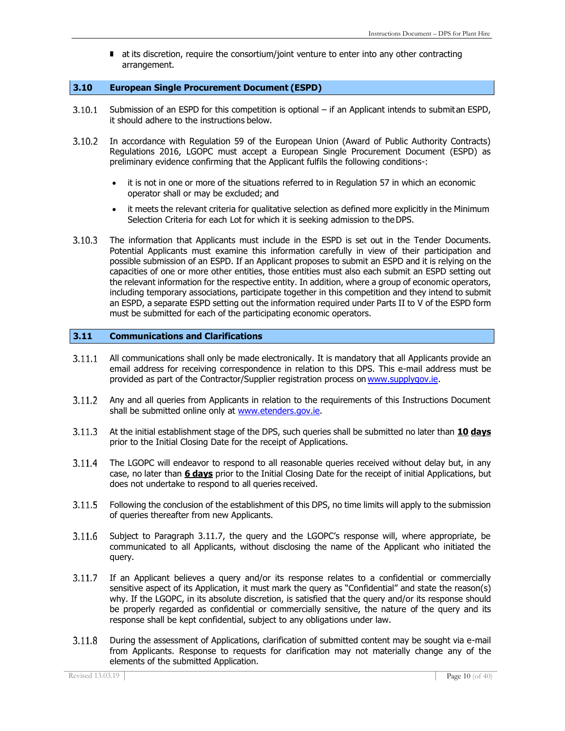- at its discretion, require the consortium/joint venture to enter into any other contracting arrangement.

## 3.10 European Single Procurement Document (ESPD)

3.10.1 Submission of an ESPD for this competition is optional – if an Applicant intends to submit an ESPD, it should adhere to the instructions below.

3.10.2 In accordance with Regulation 59 of the European Union (Award of Public Authority Contracts) Regulations 2016, LGOPC must accept a European Single Procurement Document (ESPD) as preliminary evidence confirming that the Applicant fulfils the following conditions-:

- it is not in one or more of the situations referred to in Regulation 57 in which an economic operator shall or may be excluded; and
- it meets the relevant criteria for qualitative selection as defined more explicitly in the Minimum Selection Criteria for each Lot for which it is seeking admission to the DPS.

3.10.3 The information that Applicants must include in the ESPD is set out in the Tender Documents. Potential Applicants must examine this information carefully in view of their participation and possible submission of an ESPD. If an Applicant proposes to submit an ESPD and it is relying on the capacities of one or more other entities, those entities must also each submit an ESPD setting out the relevant information for the respective entity. In addition, where a group of economic operators, including temporary associations, participate together in this competition and they intend to submit an ESPD, a separate ESPD setting out the information required under Parts II to V of the ESPD form must be submitted for each of the participating economic operators.

## 3.11 Communications and Clarifications

3.11.1 All communications shall only be made electronically. It is mandatory that all Applicants provide an email address for receiving correspondence in relation to this DPS. This e-mail address must be provided as part of the Contractor/Supplier registration process on www.supplygov.ie.

3.11.2 Any and all queries from Applicants in relation to the requirements of this Instructions Document shall be submitted online only at www.etenders.gov.ie.

3.11.3 At the initial establishment stage of the DPS, such queries shall be submitted no later than **10 days** prior to the Initial Closing Date for the receipt of Applications.

3.11.4 The LGOPC will endeavor to respond to all reasonable queries received without delay but, in any case, no later than **6 days** prior to the Initial Closing Date for the receipt of initial Applications, but does not undertake to respond to all queries received.

3.11.5 Following the conclusion of the establishment of this DPS, no time limits will apply to the submission of queries thereafter from new Applicants.

3.11.6 Subject to Paragraph 3.11.7, the query and the LGOPC's response will, where appropriate, be communicated to all Applicants, without disclosing the name of the Applicant who initiated the query.

3.11.7 If an Applicant believes a query and/or its response relates to a confidential or commercially sensitive aspect of its Application, it must mark the query as "Confidential" and state the reason(s) why. If the LGOPC, in its absolute discretion, is satisfied that the query and/or its response should be properly regarded as confidential or commercially sensitive, the nature of the query and its response shall be kept confidential, subject to any obligations under law.

3.11.8 During the assessment of Applications, clarification of submitted content may be sought via e-mail from Applicants. Response to requests for clarification may not materially change any of the elements of the submitted Application.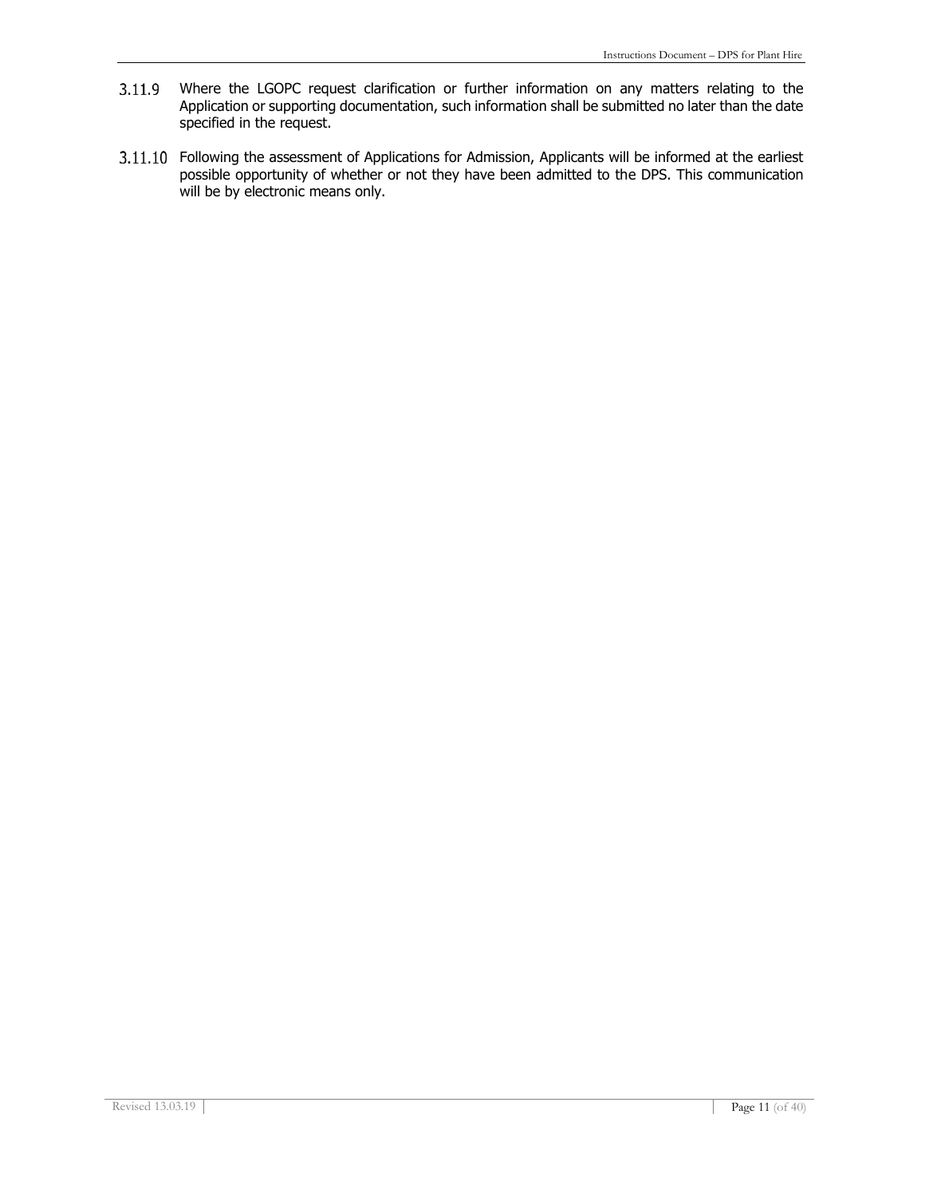3.11.9 Where the LGOPC request clarification or further information on any matters relating to the Application or supporting documentation, such information shall be submitted no later than the date specified in the request.

3.11.10 Following the assessment of Applications for Admission, Applicants will be informed at the earliest possible opportunity of whether or not they have been admitted to the DPS. This communication will be by electronic means only.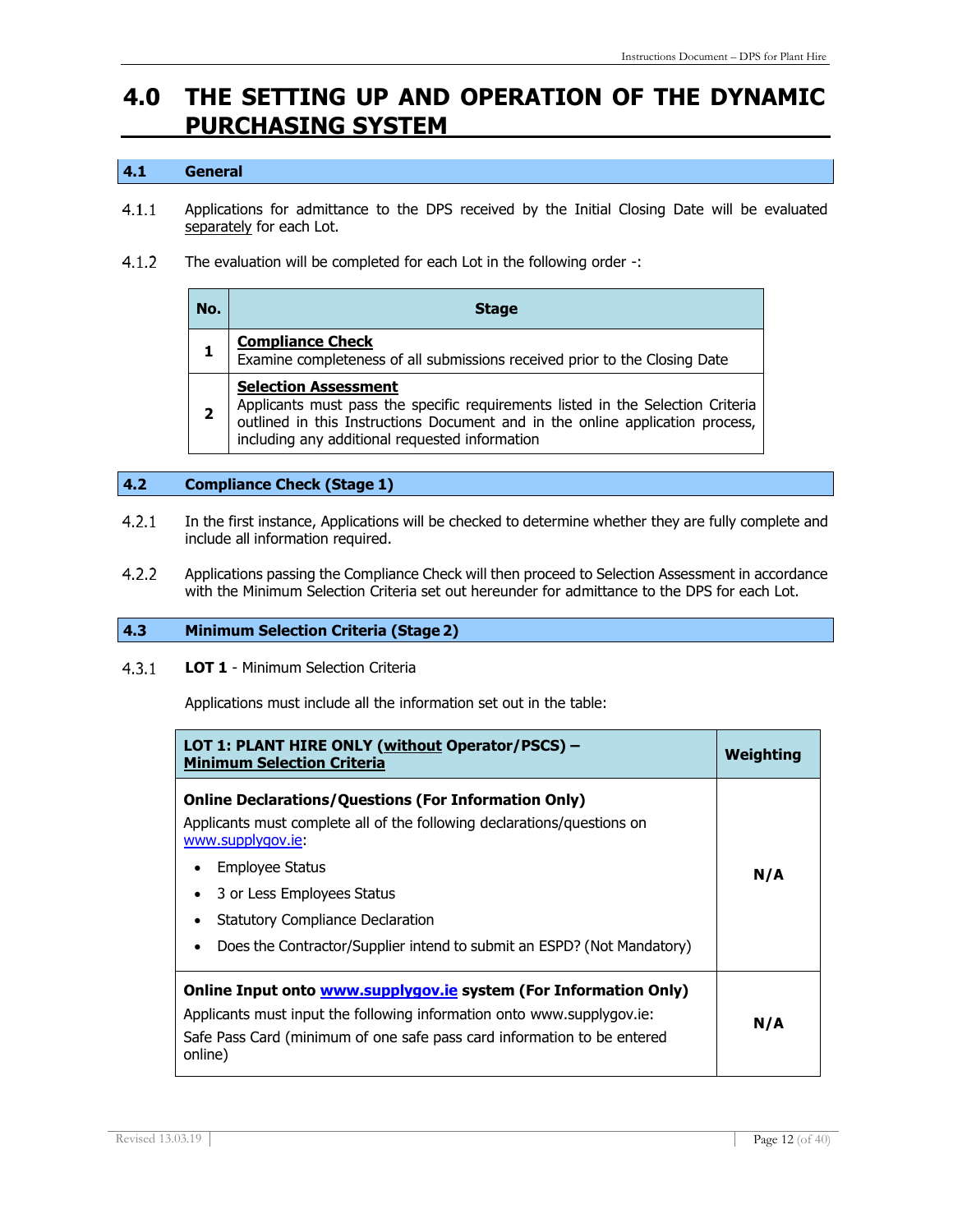# 4.0 THE SETTING UP AND OPERATION OF THE DYNAMIC PURCHASING SYSTEM

## 4.1 General

4.1.1 Applications for admittance to the DPS received by the Initial Closing Date will be evaluated separately for each Lot.

4.1.2 The evaluation will be completed for each Lot in the following order -:

| No. | Stage |
|---|---|
| **1** | **Compliance Check**<br>Examine completeness of all submissions received prior to the Closing Date |
| **2** | **Selection Assessment**<br>Applicants must pass the specific requirements listed in the Selection Criteria outlined in this Instructions Document and in the online application process, including any additional requested information |

## 4.2 Compliance Check (Stage 1)

4.2.1 In the first instance, Applications will be checked to determine whether they are fully complete and include all information required.

4.2.2 Applications passing the Compliance Check will then proceed to Selection Assessment in accordance with the Minimum Selection Criteria set out hereunder for admittance to the DPS for each Lot.

## 4.3 Minimum Selection Criteria (Stage 2)

4.3.1 **LOT 1** - Minimum Selection Criteria

Applications must include all the information set out in the table:

| LOT 1: PLANT HIRE ONLY (without Operator/PSCS) – Minimum Selection Criteria | Weighting |
|---|---|
| **Online Declarations/Questions (For Information Only)**<br>Applicants must complete all of the following declarations/questions on www.supplygov.ie:<br>• Employee Status<br>• 3 or Less Employees Status<br>• Statutory Compliance Declaration<br>• Does the Contractor/Supplier intend to submit an ESPD? (Not Mandatory) | **N/A** |
| **Online Input onto www.supplygov.ie system (For Information Only)**<br>Applicants must input the following information onto www.supplygov.ie:<br>Safe Pass Card (minimum of one safe pass card information to be entered online) | **N/A** |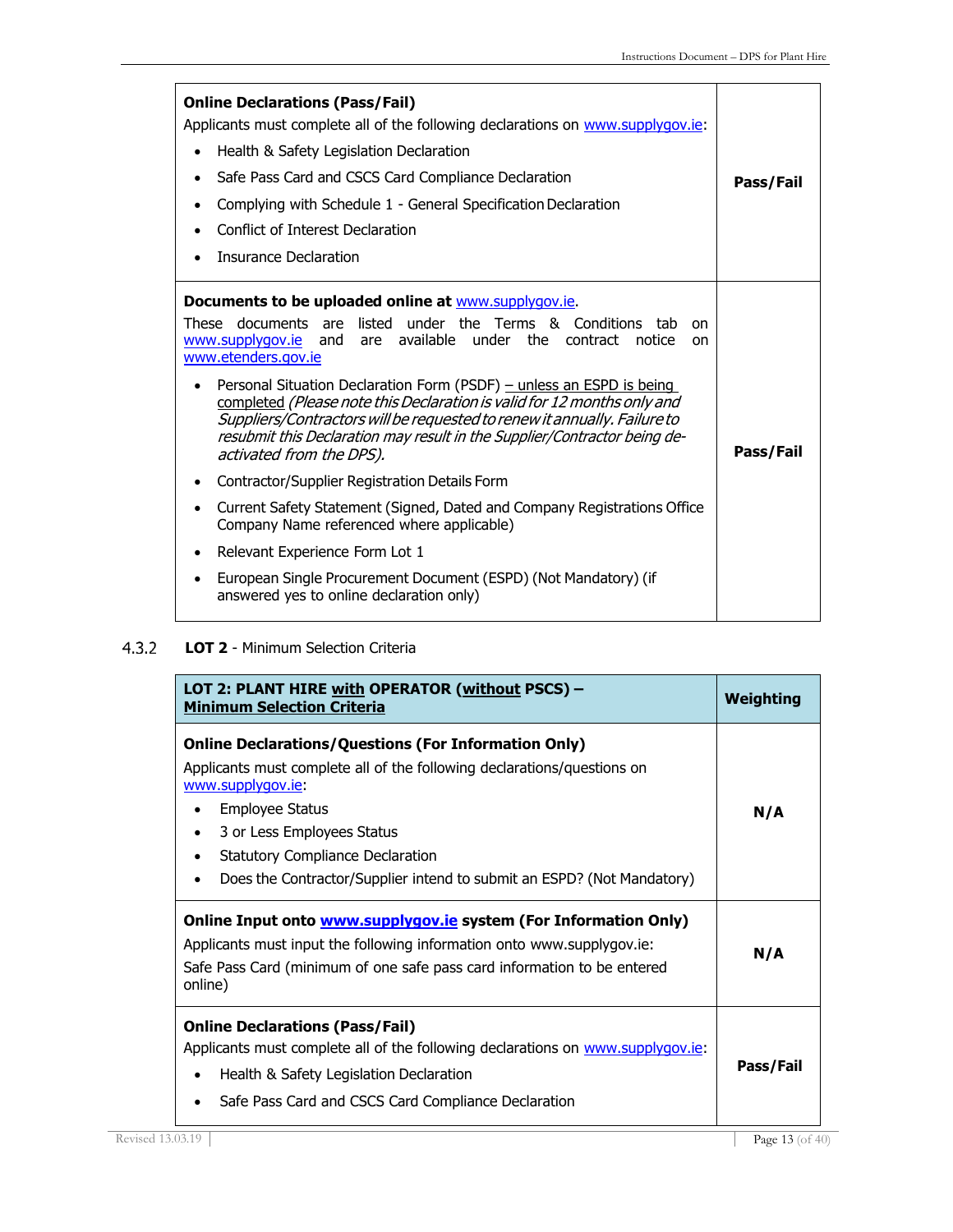| | |
|---|---|
| **Online Declarations (Pass/Fail)**<br>Applicants must complete all of the following declarations on www.supplygov.ie:<br>• Health & Safety Legislation Declaration<br>• Safe Pass Card and CSCS Card Compliance Declaration<br>• Complying with Schedule 1 - General Specification Declaration<br>• Conflict of Interest Declaration<br>• Insurance Declaration | **Pass/Fail** |
| **Documents to be uploaded online at** www.supplygov.ie.<br>These documents are listed under the Terms & Conditions tab on www.supplygov.ie and are available under the contract notice on www.etenders.gov.ie<br>• Personal Situation Declaration Form (PSDF) – unless an ESPD is being completed *(Please note this Declaration is valid for 12 months only and Suppliers/Contractors will be requested to renew it annually. Failure to resubmit this Declaration may result in the Supplier/Contractor being de-activated from the DPS).*<br>• Contractor/Supplier Registration Details Form<br>• Current Safety Statement (Signed, Dated and Company Registrations Office Company Name referenced where applicable)<br>• Relevant Experience Form Lot 1<br>• European Single Procurement Document (ESPD) (Not Mandatory) (if answered yes to online declaration only) | **Pass/Fail** |

### 4.3.2 LOT 2 - Minimum Selection Criteria

| **LOT 2: PLANT HIRE with OPERATOR (without PSCS) – Minimum Selection Criteria** | **Weighting** |
|---|---|
| **Online Declarations/Questions (For Information Only)**<br>Applicants must complete all of the following declarations/questions on www.supplygov.ie:<br>• Employee Status<br>• 3 or Less Employees Status<br>• Statutory Compliance Declaration<br>• Does the Contractor/Supplier intend to submit an ESPD? (Not Mandatory) | **N/A** |
| **Online Input onto www.supplygov.ie system (For Information Only)**<br>Applicants must input the following information onto www.supplygov.ie:<br>Safe Pass Card (minimum of one safe pass card information to be entered online) | **N/A** |
| **Online Declarations (Pass/Fail)**<br>Applicants must complete all of the following declarations on www.supplygov.ie:<br>• Health & Safety Legislation Declaration<br>• Safe Pass Card and CSCS Card Compliance Declaration | **Pass/Fail** |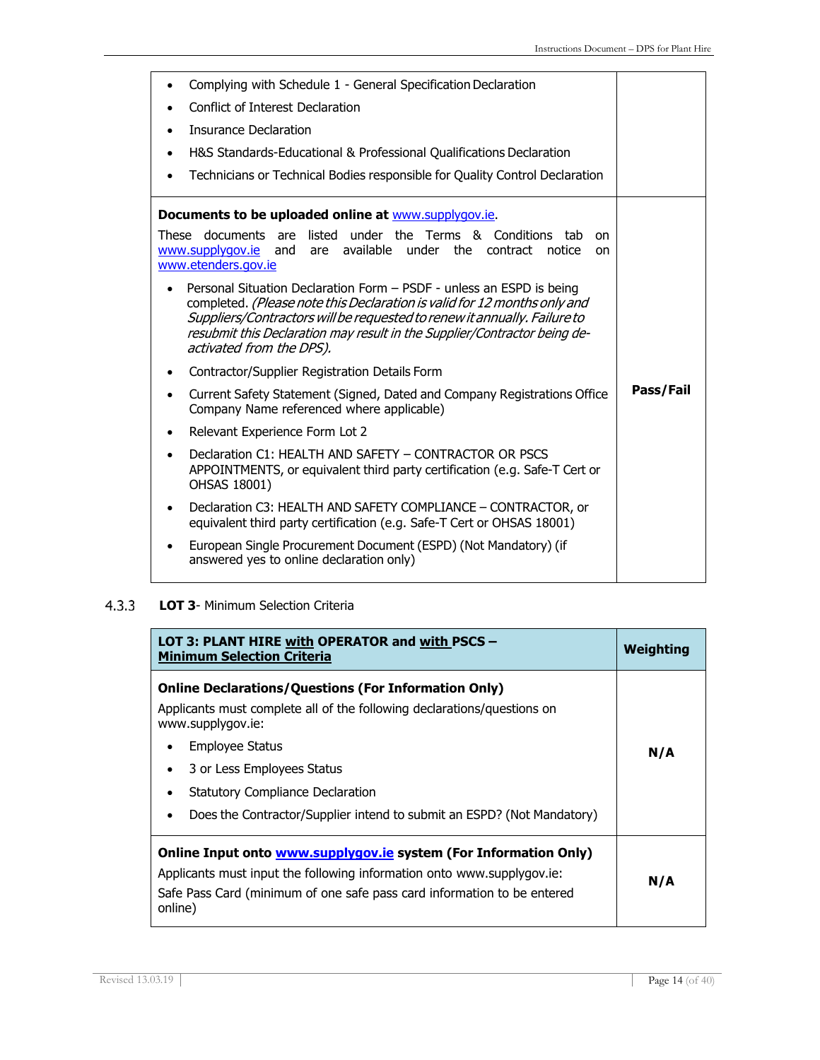| | |
|---|---|
| • Complying with Schedule 1 - General Specification Declaration<br>• Conflict of Interest Declaration<br>• Insurance Declaration<br>• H&S Standards-Educational & Professional Qualifications Declaration<br>• Technicians or Technical Bodies responsible for Quality Control Declaration | |
| **Documents to be uploaded online at** www.supplygov.ie.<br>These documents are listed under the Terms & Conditions tab on www.supplygov.ie and are available under the contract notice on www.etenders.gov.ie<br>• Personal Situation Declaration Form – PSDF - unless an ESPD is being completed. *(Please note this Declaration is valid for 12 months only and Suppliers/Contractors will be requested to renew it annually. Failure to resubmit this Declaration may result in the Supplier/Contractor being de-activated from the DPS).*<br>• Contractor/Supplier Registration Details Form<br>• Current Safety Statement (Signed, Dated and Company Registrations Office Company Name referenced where applicable)<br>• Relevant Experience Form Lot 2<br>• Declaration C1: HEALTH AND SAFETY – CONTRACTOR OR PSCS APPOINTMENTS, or equivalent third party certification (e.g. Safe-T Cert or OHSAS 18001)<br>• Declaration C3: HEALTH AND SAFETY COMPLIANCE – CONTRACTOR, or equivalent third party certification (e.g. Safe-T Cert or OHSAS 18001)<br>• European Single Procurement Document (ESPD) (Not Mandatory) (if answered yes to online declaration only) | **Pass/Fail** |

### 4.3.3 **LOT 3**- Minimum Selection Criteria

| **LOT 3: PLANT HIRE with OPERATOR and with PSCS – Minimum Selection Criteria** | **Weighting** |
|---|---|
| **Online Declarations/Questions (For Information Only)**<br>Applicants must complete all of the following declarations/questions on www.supplygov.ie:<br>• Employee Status<br>• 3 or Less Employees Status<br>• Statutory Compliance Declaration<br>• Does the Contractor/Supplier intend to submit an ESPD? (Not Mandatory) | **N/A** |
| **Online Input onto www.supplygov.ie system (For Information Only)**<br>Applicants must input the following information onto www.supplygov.ie:<br>Safe Pass Card (minimum of one safe pass card information to be entered online) | **N/A** |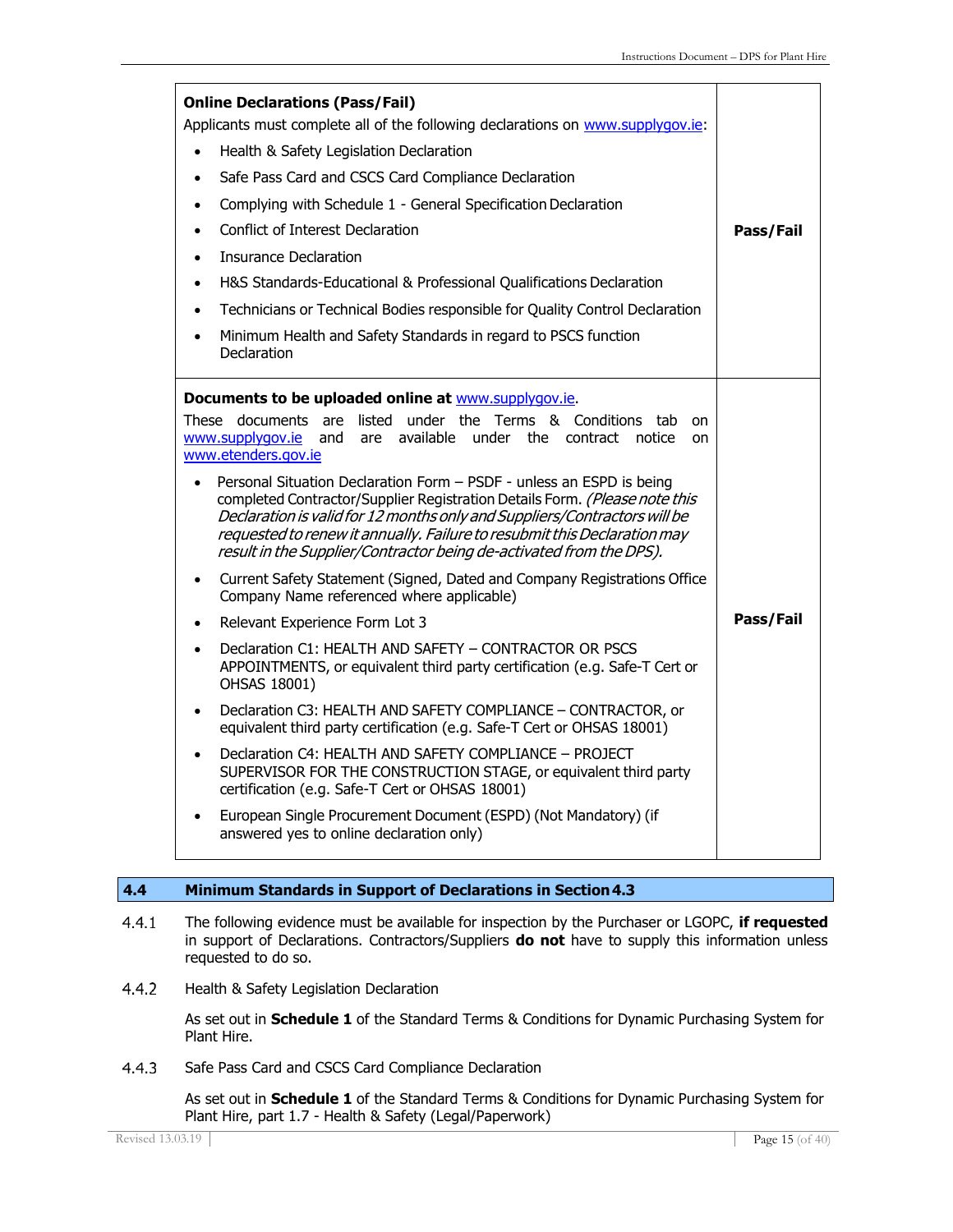| | |
|---|---|
| **Online Declarations (Pass/Fail)**<br>Applicants must complete all of the following declarations on www.supplygov.ie:<br>• Health & Safety Legislation Declaration<br>• Safe Pass Card and CSCS Card Compliance Declaration<br>• Complying with Schedule 1 - General Specification Declaration<br>• Conflict of Interest Declaration<br>• Insurance Declaration<br>• H&S Standards-Educational & Professional Qualifications Declaration<br>• Technicians or Technical Bodies responsible for Quality Control Declaration<br>• Minimum Health and Safety Standards in regard to PSCS function Declaration | **Pass/Fail** |
| **Documents to be uploaded online at** www.supplygov.ie.<br>These documents are listed under the Terms & Conditions tab on www.supplygov.ie and are available under the contract notice on www.etenders.gov.ie<br>• Personal Situation Declaration Form – PSDF - unless an ESPD is being completed Contractor/Supplier Registration Details Form. *(Please note this Declaration is valid for 12 months only and Suppliers/Contractors will be requested to renew it annually. Failure to resubmit this Declaration may result in the Supplier/Contractor being de-activated from the DPS).*<br>• Current Safety Statement (Signed, Dated and Company Registrations Office Company Name referenced where applicable)<br>• Relevant Experience Form Lot 3<br>• Declaration C1: HEALTH AND SAFETY – CONTRACTOR OR PSCS APPOINTMENTS, or equivalent third party certification (e.g. Safe-T Cert or OHSAS 18001)<br>• Declaration C3: HEALTH AND SAFETY COMPLIANCE – CONTRACTOR, or equivalent third party certification (e.g. Safe-T Cert or OHSAS 18001)<br>• Declaration C4: HEALTH AND SAFETY COMPLIANCE – PROJECT SUPERVISOR FOR THE CONSTRUCTION STAGE, or equivalent third party certification (e.g. Safe-T Cert or OHSAS 18001)<br>• European Single Procurement Document (ESPD) (Not Mandatory) (if answered yes to online declaration only) | **Pass/Fail** |

## 4.4 Minimum Standards in Support of Declarations in Section 4.3

4.4.1 The following evidence must be available for inspection by the Purchaser or LGOPC, **if requested** in support of Declarations. Contractors/Suppliers **do not** have to supply this information unless requested to do so.

4.4.2 Health & Safety Legislation Declaration

As set out in **Schedule 1** of the Standard Terms & Conditions for Dynamic Purchasing System for Plant Hire.

4.4.3 Safe Pass Card and CSCS Card Compliance Declaration

As set out in **Schedule 1** of the Standard Terms & Conditions for Dynamic Purchasing System for Plant Hire, part 1.7 - Health & Safety (Legal/Paperwork)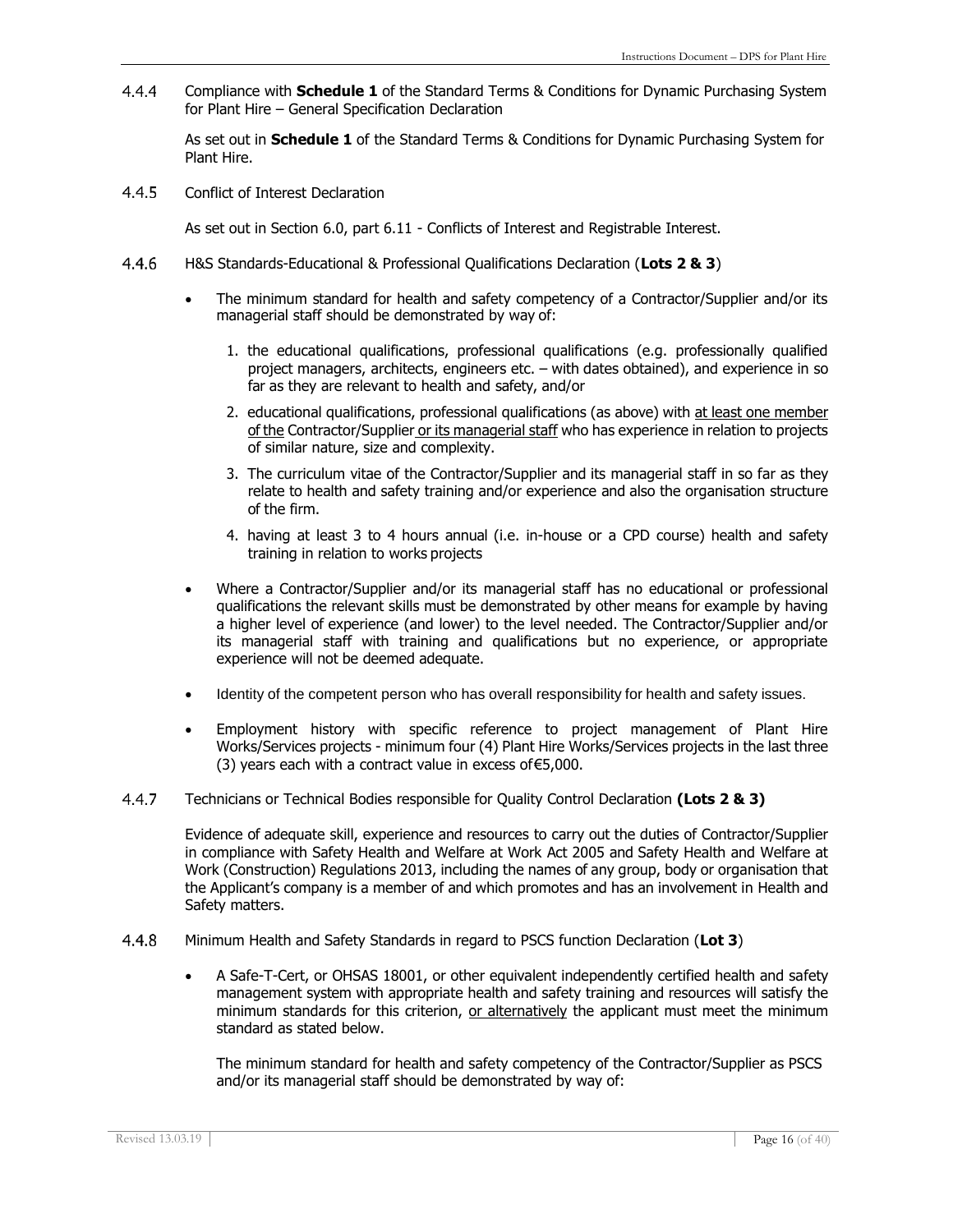### 4.4.4 Compliance with **Schedule 1** of the Standard Terms & Conditions for Dynamic Purchasing System for Plant Hire – General Specification Declaration

As set out in **Schedule 1** of the Standard Terms & Conditions for Dynamic Purchasing System for Plant Hire.

### 4.4.5 Conflict of Interest Declaration

As set out in Section 6.0, part 6.11 - Conflicts of Interest and Registrable Interest.

### 4.4.6 H&S Standards-Educational & Professional Qualifications Declaration (**Lots 2 & 3**)

- The minimum standard for health and safety competency of a Contractor/Supplier and/or its managerial staff should be demonstrated by way of:
  1. the educational qualifications, professional qualifications (e.g. professionally qualified project managers, architects, engineers etc. – with dates obtained), and experience in so far as they are relevant to health and safety, and/or
  2. educational qualifications, professional qualifications (as above) with <u>at least one member of the</u> Contractor/Supplier <u>or its managerial staff</u> who has experience in relation to projects of similar nature, size and complexity.
  3. The curriculum vitae of the Contractor/Supplier and its managerial staff in so far as they relate to health and safety training and/or experience and also the organisation structure of the firm.
  4. having at least 3 to 4 hours annual (i.e. in-house or a CPD course) health and safety training in relation to works projects
- Where a Contractor/Supplier and/or its managerial staff has no educational or professional qualifications the relevant skills must be demonstrated by other means for example by having a higher level of experience (and lower) to the level needed. The Contractor/Supplier and/or its managerial staff with training and qualifications but no experience, or appropriate experience will not be deemed adequate.
- Identity of the competent person who has overall responsibility for health and safety issues.
- Employment history with specific reference to project management of Plant Hire Works/Services projects - minimum four (4) Plant Hire Works/Services projects in the last three (3) years each with a contract value in excess of€5,000.

### 4.4.7 Technicians or Technical Bodies responsible for Quality Control Declaration **(Lots 2 & 3)**

Evidence of adequate skill, experience and resources to carry out the duties of Contractor/Supplier in compliance with Safety Health and Welfare at Work Act 2005 and Safety Health and Welfare at Work (Construction) Regulations 2013, including the names of any group, body or organisation that the Applicant's company is a member of and which promotes and has an involvement in Health and Safety matters.

### 4.4.8 Minimum Health and Safety Standards in regard to PSCS function Declaration (**Lot 3**)

- A Safe-T-Cert, or OHSAS 18001, or other equivalent independently certified health and safety management system with appropriate health and safety training and resources will satisfy the minimum standards for this criterion, <u>or alternatively</u> the applicant must meet the minimum standard as stated below.

  The minimum standard for health and safety competency of the Contractor/Supplier as PSCS and/or its managerial staff should be demonstrated by way of: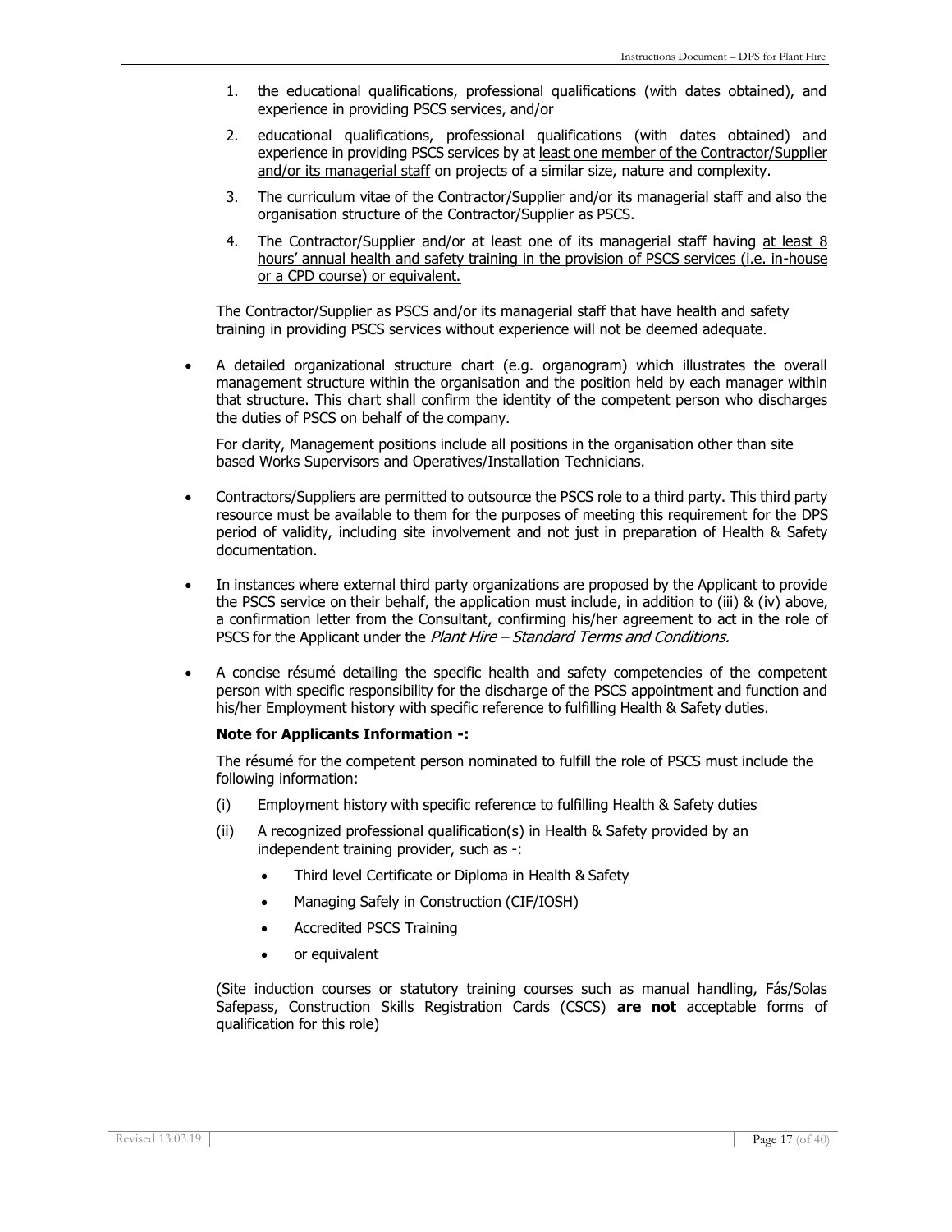1. the educational qualifications, professional qualifications (with dates obtained), and experience in providing PSCS services, and/or
2. educational qualifications, professional qualifications (with dates obtained) and experience in providing PSCS services by at least one member of the Contractor/Supplier and/or its managerial staff on projects of a similar size, nature and complexity.
3. The curriculum vitae of the Contractor/Supplier and/or its managerial staff and also the organisation structure of the Contractor/Supplier as PSCS.
4. The Contractor/Supplier and/or at least one of its managerial staff having at least 8 hours' annual health and safety training in the provision of PSCS services (i.e. in-house or a CPD course) or equivalent.

The Contractor/Supplier as PSCS and/or its managerial staff that have health and safety training in providing PSCS services without experience will not be deemed adequate.

- A detailed organizational structure chart (e.g. organogram) which illustrates the overall management structure within the organisation and the position held by each manager within that structure. This chart shall confirm the identity of the competent person who discharges the duties of PSCS on behalf of the company.

  For clarity, Management positions include all positions in the organisation other than site based Works Supervisors and Operatives/Installation Technicians.

- Contractors/Suppliers are permitted to outsource the PSCS role to a third party. This third party resource must be available to them for the purposes of meeting this requirement for the DPS period of validity, including site involvement and not just in preparation of Health & Safety documentation.

- In instances where external third party organizations are proposed by the Applicant to provide the PSCS service on their behalf, the application must include, in addition to (iii) & (iv) above, a confirmation letter from the Consultant, confirming his/her agreement to act in the role of PSCS for the Applicant under the *Plant Hire – Standard Terms and Conditions.*

- A concise résumé detailing the specific health and safety competencies of the competent person with specific responsibility for the discharge of the PSCS appointment and function and his/her Employment history with specific reference to fulfilling Health & Safety duties.

  **Note for Applicants Information -:**

  The résumé for the competent person nominated to fulfill the role of PSCS must include the following information:

  (i) Employment history with specific reference to fulfilling Health & Safety duties

  (ii) A recognized professional qualification(s) in Health & Safety provided by an independent training provider, such as -:

  - Third level Certificate or Diploma in Health & Safety
  - Managing Safely in Construction (CIF/IOSH)
  - Accredited PSCS Training
  - or equivalent

  (Site induction courses or statutory training courses such as manual handling, Fás/Solas Safepass, Construction Skills Registration Cards (CSCS) **are not** acceptable forms of qualification for this role)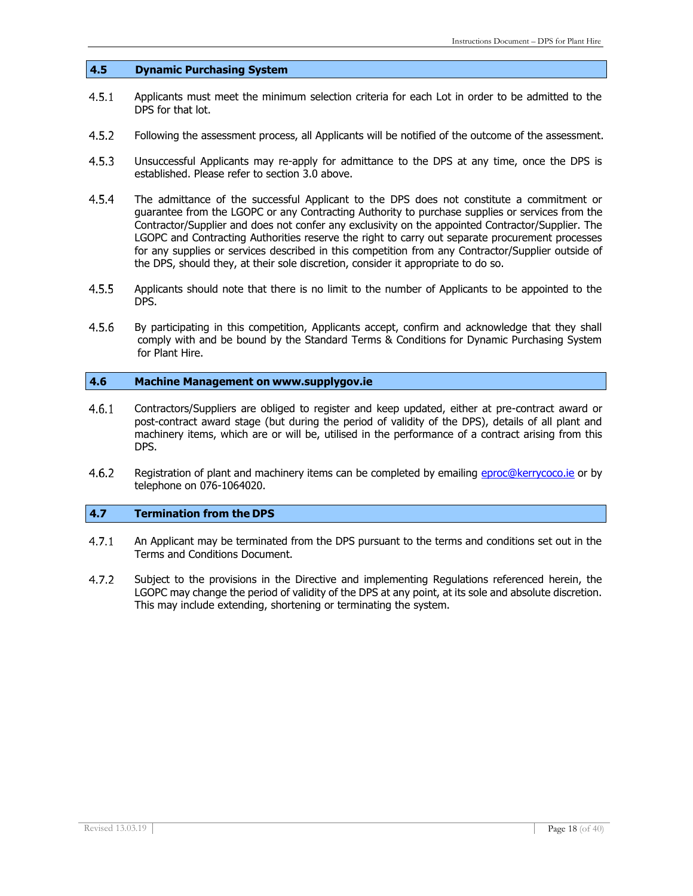## 4.5 Dynamic Purchasing System

4.5.1 Applicants must meet the minimum selection criteria for each Lot in order to be admitted to the DPS for that lot.

4.5.2 Following the assessment process, all Applicants will be notified of the outcome of the assessment.

4.5.3 Unsuccessful Applicants may re-apply for admittance to the DPS at any time, once the DPS is established. Please refer to section 3.0 above.

4.5.4 The admittance of the successful Applicant to the DPS does not constitute a commitment or guarantee from the LGOPC or any Contracting Authority to purchase supplies or services from the Contractor/Supplier and does not confer any exclusivity on the appointed Contractor/Supplier. The LGOPC and Contracting Authorities reserve the right to carry out separate procurement processes for any supplies or services described in this competition from any Contractor/Supplier outside of the DPS, should they, at their sole discretion, consider it appropriate to do so.

4.5.5 Applicants should note that there is no limit to the number of Applicants to be appointed to the DPS.

4.5.6 By participating in this competition, Applicants accept, confirm and acknowledge that they shall comply with and be bound by the Standard Terms & Conditions for Dynamic Purchasing System for Plant Hire.

## 4.6 Machine Management on www.supplygov.ie

4.6.1 Contractors/Suppliers are obliged to register and keep updated, either at pre-contract award or post-contract award stage (but during the period of validity of the DPS), details of all plant and machinery items, which are or will be, utilised in the performance of a contract arising from this DPS.

4.6.2 Registration of plant and machinery items can be completed by emailing eproc@kerrycoco.ie or by telephone on 076-1064020.

## 4.7 Termination from the DPS

4.7.1 An Applicant may be terminated from the DPS pursuant to the terms and conditions set out in the Terms and Conditions Document.

4.7.2 Subject to the provisions in the Directive and implementing Regulations referenced herein, the LGOPC may change the period of validity of the DPS at any point, at its sole and absolute discretion. This may include extending, shortening or terminating the system.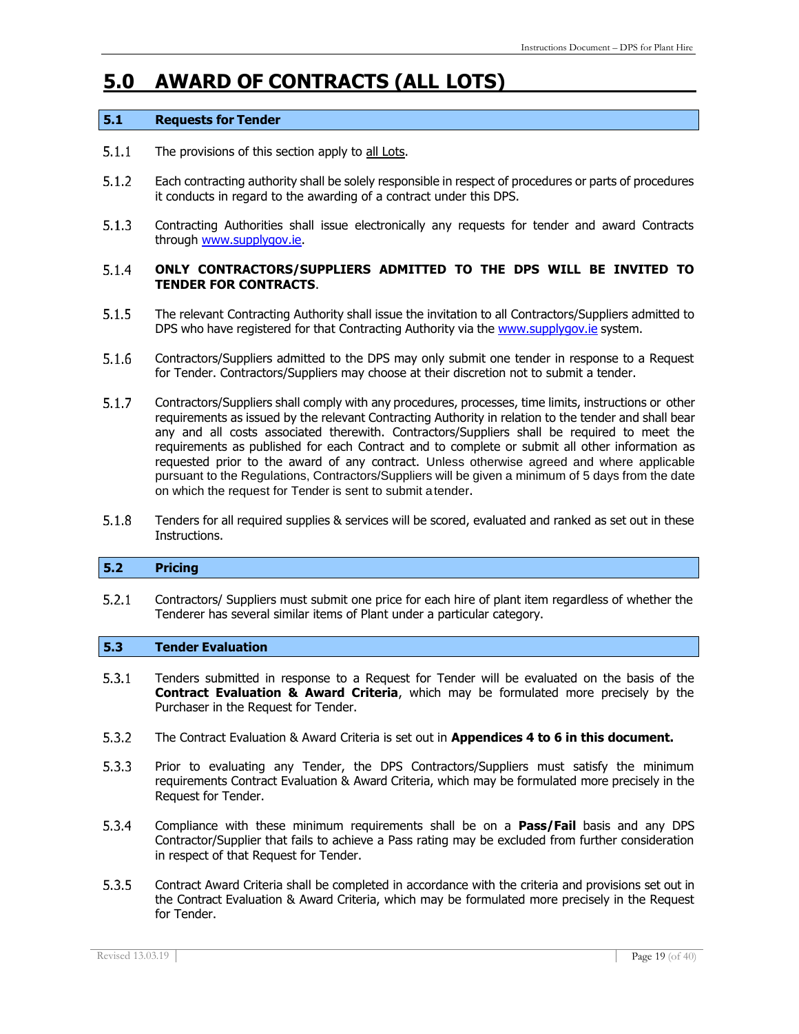# 5.0 AWARD OF CONTRACTS (ALL LOTS)

## 5.1 Requests for Tender

5.1.1 The provisions of this section apply to all Lots.

5.1.2 Each contracting authority shall be solely responsible in respect of procedures or parts of procedures it conducts in regard to the awarding of a contract under this DPS.

5.1.3 Contracting Authorities shall issue electronically any requests for tender and award Contracts through www.supplygov.ie.

5.1.4 **ONLY CONTRACTORS/SUPPLIERS ADMITTED TO THE DPS WILL BE INVITED TO TENDER FOR CONTRACTS**.

5.1.5 The relevant Contracting Authority shall issue the invitation to all Contractors/Suppliers admitted to DPS who have registered for that Contracting Authority via the www.supplygov.ie system.

5.1.6 Contractors/Suppliers admitted to the DPS may only submit one tender in response to a Request for Tender. Contractors/Suppliers may choose at their discretion not to submit a tender.

5.1.7 Contractors/Suppliers shall comply with any procedures, processes, time limits, instructions or other requirements as issued by the relevant Contracting Authority in relation to the tender and shall bear any and all costs associated therewith. Contractors/Suppliers shall be required to meet the requirements as published for each Contract and to complete or submit all other information as requested prior to the award of any contract. Unless otherwise agreed and where applicable pursuant to the Regulations, Contractors/Suppliers will be given a minimum of 5 days from the date on which the request for Tender is sent to submit a tender.

5.1.8 Tenders for all required supplies & services will be scored, evaluated and ranked as set out in these Instructions.

## 5.2 Pricing

5.2.1 Contractors/ Suppliers must submit one price for each hire of plant item regardless of whether the Tenderer has several similar items of Plant under a particular category.

## 5.3 Tender Evaluation

5.3.1 Tenders submitted in response to a Request for Tender will be evaluated on the basis of the **Contract Evaluation & Award Criteria**, which may be formulated more precisely by the Purchaser in the Request for Tender.

5.3.2 The Contract Evaluation & Award Criteria is set out in **Appendices 4 to 6 in this document.**

5.3.3 Prior to evaluating any Tender, the DPS Contractors/Suppliers must satisfy the minimum requirements Contract Evaluation & Award Criteria, which may be formulated more precisely in the Request for Tender.

5.3.4 Compliance with these minimum requirements shall be on a **Pass/Fail** basis and any DPS Contractor/Supplier that fails to achieve a Pass rating may be excluded from further consideration in respect of that Request for Tender.

5.3.5 Contract Award Criteria shall be completed in accordance with the criteria and provisions set out in the Contract Evaluation & Award Criteria, which may be formulated more precisely in the Request for Tender.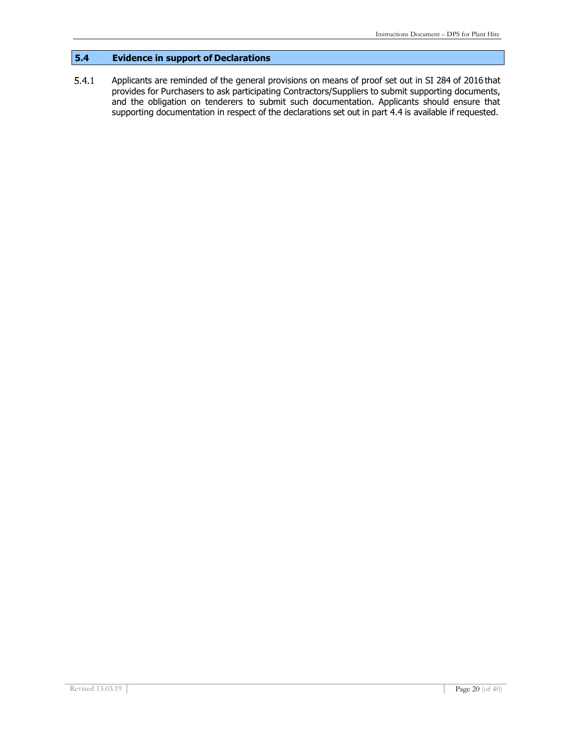## 5.4 Evidence in support of Declarations

5.4.1 Applicants are reminded of the general provisions on means of proof set out in SI 284 of 2016 that provides for Purchasers to ask participating Contractors/Suppliers to submit supporting documents, and the obligation on tenderers to submit such documentation. Applicants should ensure that supporting documentation in respect of the declarations set out in part 4.4 is available if requested.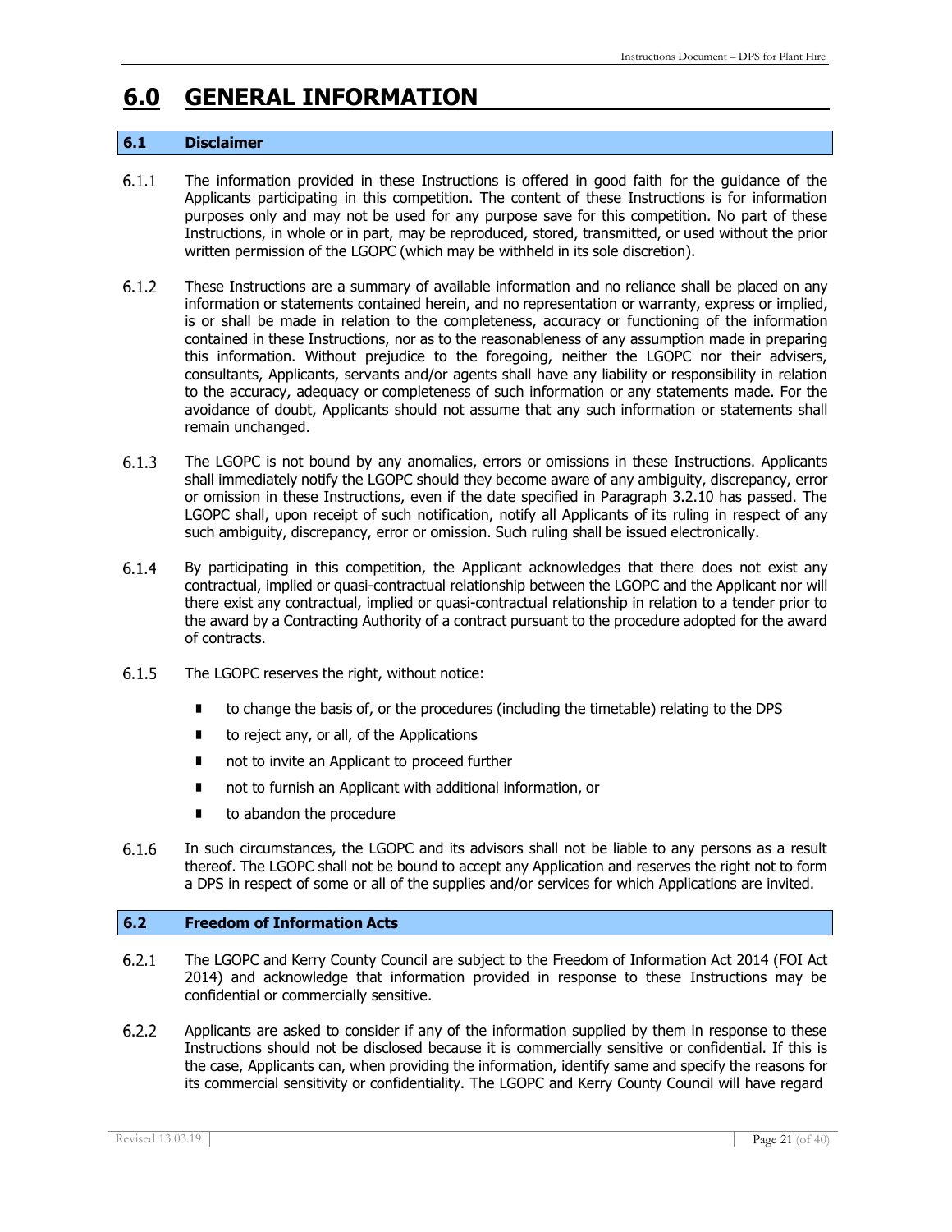# 6.0 GENERAL INFORMATION

## 6.1 Disclaimer

6.1.1 The information provided in these Instructions is offered in good faith for the guidance of the Applicants participating in this competition. The content of these Instructions is for information purposes only and may not be used for any purpose save for this competition. No part of these Instructions, in whole or in part, may be reproduced, stored, transmitted, or used without the prior written permission of the LGOPC (which may be withheld in its sole discretion).

6.1.2 These Instructions are a summary of available information and no reliance shall be placed on any information or statements contained herein, and no representation or warranty, express or implied, is or shall be made in relation to the completeness, accuracy or functioning of the information contained in these Instructions, nor as to the reasonableness of any assumption made in preparing this information. Without prejudice to the foregoing, neither the LGOPC nor their advisers, consultants, Applicants, servants and/or agents shall have any liability or responsibility in relation to the accuracy, adequacy or completeness of such information or any statements made. For the avoidance of doubt, Applicants should not assume that any such information or statements shall remain unchanged.

6.1.3 The LGOPC is not bound by any anomalies, errors or omissions in these Instructions. Applicants shall immediately notify the LGOPC should they become aware of any ambiguity, discrepancy, error or omission in these Instructions, even if the date specified in Paragraph 3.2.10 has passed. The LGOPC shall, upon receipt of such notification, notify all Applicants of its ruling in respect of any such ambiguity, discrepancy, error or omission. Such ruling shall be issued electronically.

6.1.4 By participating in this competition, the Applicant acknowledges that there does not exist any contractual, implied or quasi-contractual relationship between the LGOPC and the Applicant nor will there exist any contractual, implied or quasi-contractual relationship in relation to a tender prior to the award by a Contracting Authority of a contract pursuant to the procedure adopted for the award of contracts.

6.1.5 The LGOPC reserves the right, without notice:

- to change the basis of, or the procedures (including the timetable) relating to the DPS
- to reject any, or all, of the Applications
- not to invite an Applicant to proceed further
- not to furnish an Applicant with additional information, or
- to abandon the procedure

6.1.6 In such circumstances, the LGOPC and its advisors shall not be liable to any persons as a result thereof. The LGOPC shall not be bound to accept any Application and reserves the right not to form a DPS in respect of some or all of the supplies and/or services for which Applications are invited.

## 6.2 Freedom of Information Acts

6.2.1 The LGOPC and Kerry County Council are subject to the Freedom of Information Act 2014 (FOI Act 2014) and acknowledge that information provided in response to these Instructions may be confidential or commercially sensitive.

6.2.2 Applicants are asked to consider if any of the information supplied by them in response to these Instructions should not be disclosed because it is commercially sensitive or confidential. If this is the case, Applicants can, when providing the information, identify same and specify the reasons for its commercial sensitivity or confidentiality. The LGOPC and Kerry County Council will have regard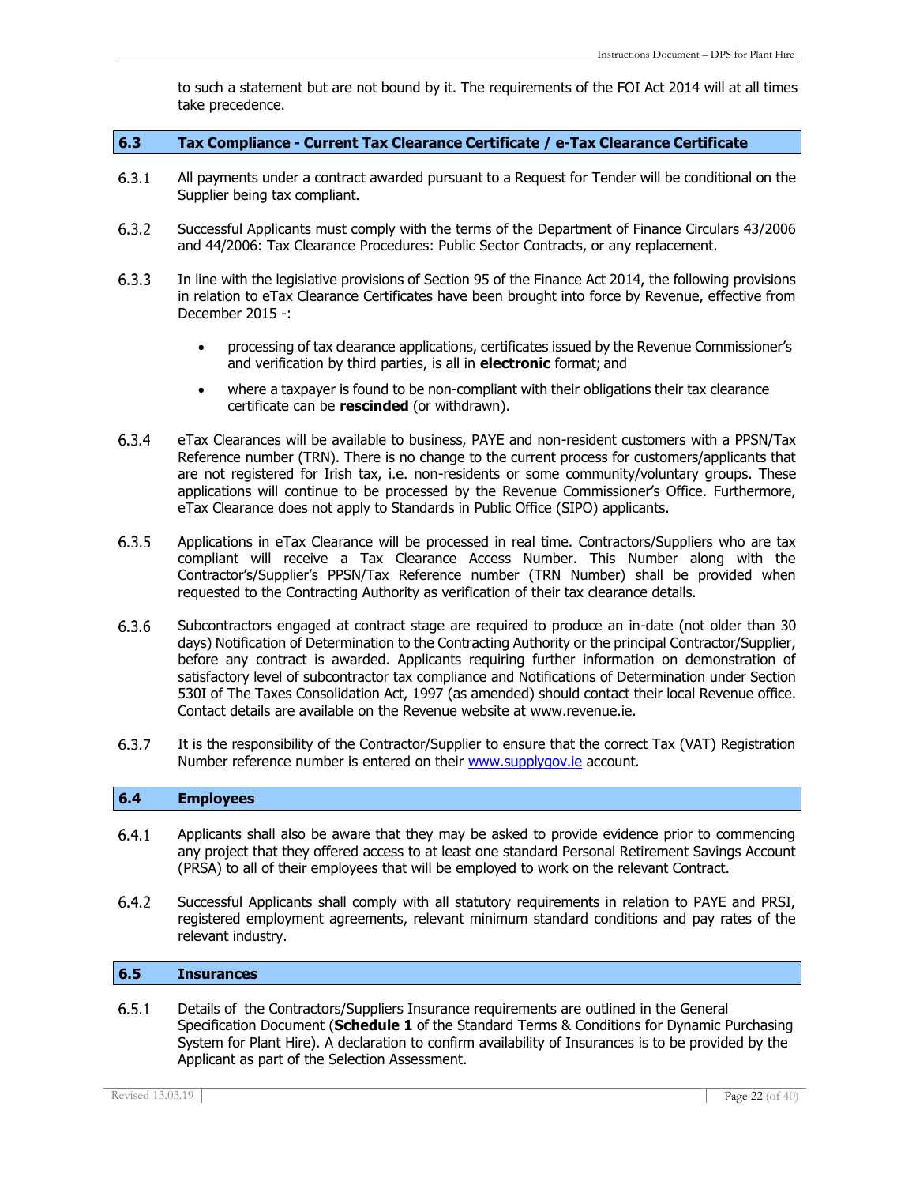to such a statement but are not bound by it. The requirements of the FOI Act 2014 will at all times take precedence.

## 6.3 Tax Compliance - Current Tax Clearance Certificate / e-Tax Clearance Certificate

6.3.1 All payments under a contract awarded pursuant to a Request for Tender will be conditional on the Supplier being tax compliant.

6.3.2 Successful Applicants must comply with the terms of the Department of Finance Circulars 43/2006 and 44/2006: Tax Clearance Procedures: Public Sector Contracts, or any replacement.

6.3.3 In line with the legislative provisions of Section 95 of the Finance Act 2014, the following provisions in relation to eTax Clearance Certificates have been brought into force by Revenue, effective from December 2015 -:

- processing of tax clearance applications, certificates issued by the Revenue Commissioner's and verification by third parties, is all in **electronic** format; and
- where a taxpayer is found to be non-compliant with their obligations their tax clearance certificate can be **rescinded** (or withdrawn).

6.3.4 eTax Clearances will be available to business, PAYE and non-resident customers with a PPSN/Tax Reference number (TRN). There is no change to the current process for customers/applicants that are not registered for Irish tax, i.e. non-residents or some community/voluntary groups. These applications will continue to be processed by the Revenue Commissioner's Office. Furthermore, eTax Clearance does not apply to Standards in Public Office (SIPO) applicants.

6.3.5 Applications in eTax Clearance will be processed in real time. Contractors/Suppliers who are tax compliant will receive a Tax Clearance Access Number. This Number along with the Contractor's/Supplier's PPSN/Tax Reference number (TRN Number) shall be provided when requested to the Contracting Authority as verification of their tax clearance details.

6.3.6 Subcontractors engaged at contract stage are required to produce an in-date (not older than 30 days) Notification of Determination to the Contracting Authority or the principal Contractor/Supplier, before any contract is awarded. Applicants requiring further information on demonstration of satisfactory level of subcontractor tax compliance and Notifications of Determination under Section 530I of The Taxes Consolidation Act, 1997 (as amended) should contact their local Revenue office. Contact details are available on the Revenue website at www.revenue.ie.

6.3.7 It is the responsibility of the Contractor/Supplier to ensure that the correct Tax (VAT) Registration Number reference number is entered on their www.supplygov.ie account.

## 6.4 Employees

6.4.1 Applicants shall also be aware that they may be asked to provide evidence prior to commencing any project that they offered access to at least one standard Personal Retirement Savings Account (PRSA) to all of their employees that will be employed to work on the relevant Contract.

6.4.2 Successful Applicants shall comply with all statutory requirements in relation to PAYE and PRSI, registered employment agreements, relevant minimum standard conditions and pay rates of the relevant industry.

## 6.5 Insurances

6.5.1 Details of the Contractors/Suppliers Insurance requirements are outlined in the General Specification Document (**Schedule 1** of the Standard Terms & Conditions for Dynamic Purchasing System for Plant Hire). A declaration to confirm availability of Insurances is to be provided by the Applicant as part of the Selection Assessment.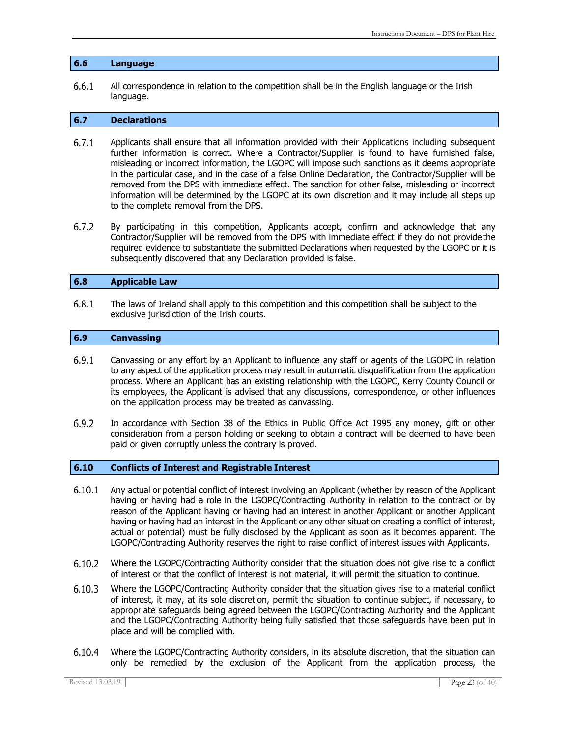## 6.6 Language

6.6.1 All correspondence in relation to the competition shall be in the English language or the Irish language.

## 6.7 Declarations

6.7.1 Applicants shall ensure that all information provided with their Applications including subsequent further information is correct. Where a Contractor/Supplier is found to have furnished false, misleading or incorrect information, the LGOPC will impose such sanctions as it deems appropriate in the particular case, and in the case of a false Online Declaration, the Contractor/Supplier will be removed from the DPS with immediate effect. The sanction for other false, misleading or incorrect information will be determined by the LGOPC at its own discretion and it may include all steps up to the complete removal from the DPS.

6.7.2 By participating in this competition, Applicants accept, confirm and acknowledge that any Contractor/Supplier will be removed from the DPS with immediate effect if they do not provide the required evidence to substantiate the submitted Declarations when requested by the LGOPC or it is subsequently discovered that any Declaration provided is false.

## 6.8 Applicable Law

6.8.1 The laws of Ireland shall apply to this competition and this competition shall be subject to the exclusive jurisdiction of the Irish courts.

## 6.9 Canvassing

6.9.1 Canvassing or any effort by an Applicant to influence any staff or agents of the LGOPC in relation to any aspect of the application process may result in automatic disqualification from the application process. Where an Applicant has an existing relationship with the LGOPC, Kerry County Council or its employees, the Applicant is advised that any discussions, correspondence, or other influences on the application process may be treated as canvassing.

6.9.2 In accordance with Section 38 of the Ethics in Public Office Act 1995 any money, gift or other consideration from a person holding or seeking to obtain a contract will be deemed to have been paid or given corruptly unless the contrary is proved.

## 6.10 Conflicts of Interest and Registrable Interest

6.10.1 Any actual or potential conflict of interest involving an Applicant (whether by reason of the Applicant having or having had a role in the LGOPC/Contracting Authority in relation to the contract or by reason of the Applicant having or having had an interest in another Applicant or another Applicant having or having had an interest in the Applicant or any other situation creating a conflict of interest, actual or potential) must be fully disclosed by the Applicant as soon as it becomes apparent. The LGOPC/Contracting Authority reserves the right to raise conflict of interest issues with Applicants.

6.10.2 Where the LGOPC/Contracting Authority consider that the situation does not give rise to a conflict of interest or that the conflict of interest is not material, it will permit the situation to continue.

6.10.3 Where the LGOPC/Contracting Authority consider that the situation gives rise to a material conflict of interest, it may, at its sole discretion, permit the situation to continue subject, if necessary, to appropriate safeguards being agreed between the LGOPC/Contracting Authority and the Applicant and the LGOPC/Contracting Authority being fully satisfied that those safeguards have been put in place and will be complied with.

6.10.4 Where the LGOPC/Contracting Authority considers, in its absolute discretion, that the situation can only be remedied by the exclusion of the Applicant from the application process, the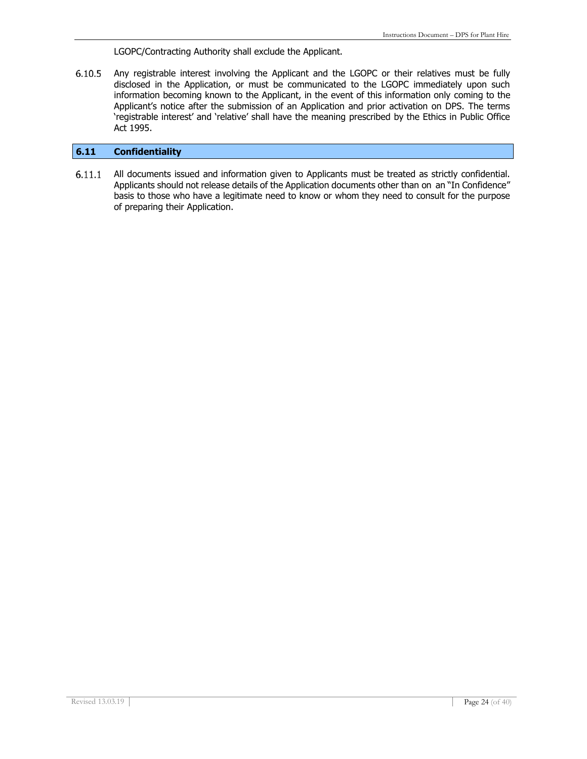LGOPC/Contracting Authority shall exclude the Applicant.

6.10.5 Any registrable interest involving the Applicant and the LGOPC or their relatives must be fully disclosed in the Application, or must be communicated to the LGOPC immediately upon such information becoming known to the Applicant, in the event of this information only coming to the Applicant's notice after the submission of an Application and prior activation on DPS. The terms 'registrable interest' and 'relative' shall have the meaning prescribed by the Ethics in Public Office Act 1995.

## 6.11 Confidentiality

6.11.1 All documents issued and information given to Applicants must be treated as strictly confidential. Applicants should not release details of the Application documents other than on an "In Confidence" basis to those who have a legitimate need to know or whom they need to consult for the purpose of preparing their Application.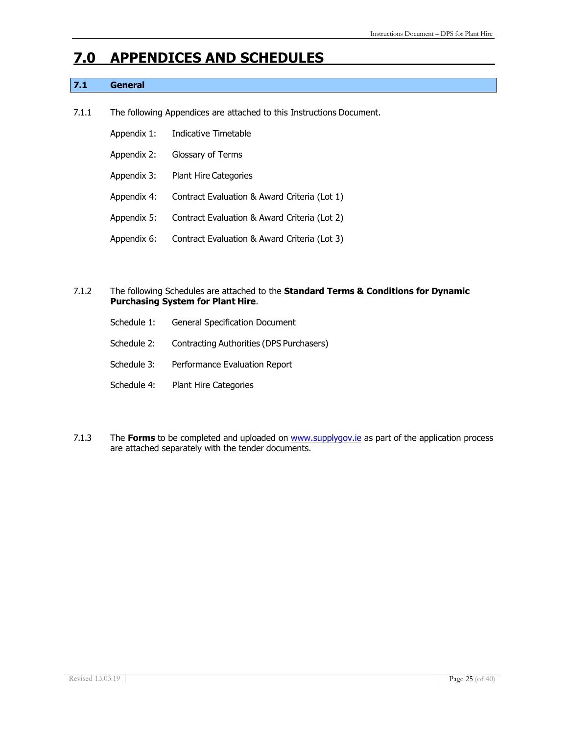# 7.0 APPENDICES AND SCHEDULES

## 7.1 General

7.1.1 The following Appendices are attached to this Instructions Document.

Appendix 1: Indicative Timetable

Appendix 2: Glossary of Terms

Appendix 3: Plant Hire Categories

Appendix 4: Contract Evaluation & Award Criteria (Lot 1)

Appendix 5: Contract Evaluation & Award Criteria (Lot 2)

Appendix 6: Contract Evaluation & Award Criteria (Lot 3)

7.1.2 The following Schedules are attached to the **Standard Terms & Conditions for Dynamic Purchasing System for Plant Hire**.

Schedule 1: General Specification Document

Schedule 2: Contracting Authorities (DPS Purchasers)

Schedule 3: Performance Evaluation Report

Schedule 4: Plant Hire Categories

7.1.3 The **Forms** to be completed and uploaded on [www.supplygov.ie](http://www.supplygov.ie) as part of the application process are attached separately with the tender documents.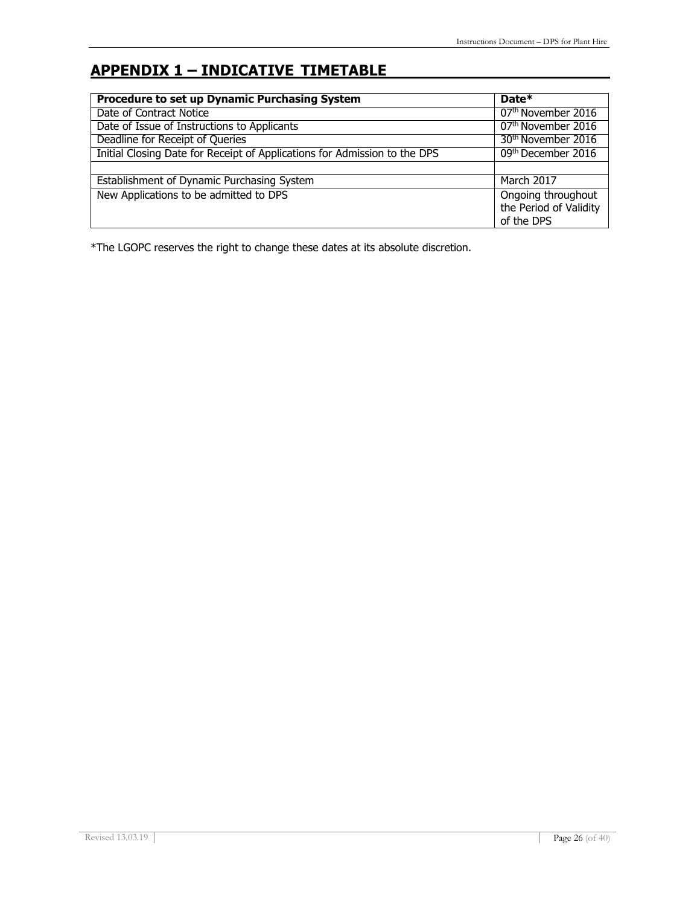# APPENDIX 1 – INDICATIVE TIMETABLE

| **Procedure to set up Dynamic Purchasing System** | **Date*** |
|---|---|
| Date of Contract Notice | 07th November 2016 |
| Date of Issue of Instructions to Applicants | 07th November 2016 |
| Deadline for Receipt of Queries | 30th November 2016 |
| Initial Closing Date for Receipt of Applications for Admission to the DPS | 09th December 2016 |
| | |
| Establishment of Dynamic Purchasing System | March 2017 |
| New Applications to be admitted to DPS | Ongoing throughout the Period of Validity of the DPS |

*The LGOPC reserves the right to change these dates at its absolute discretion.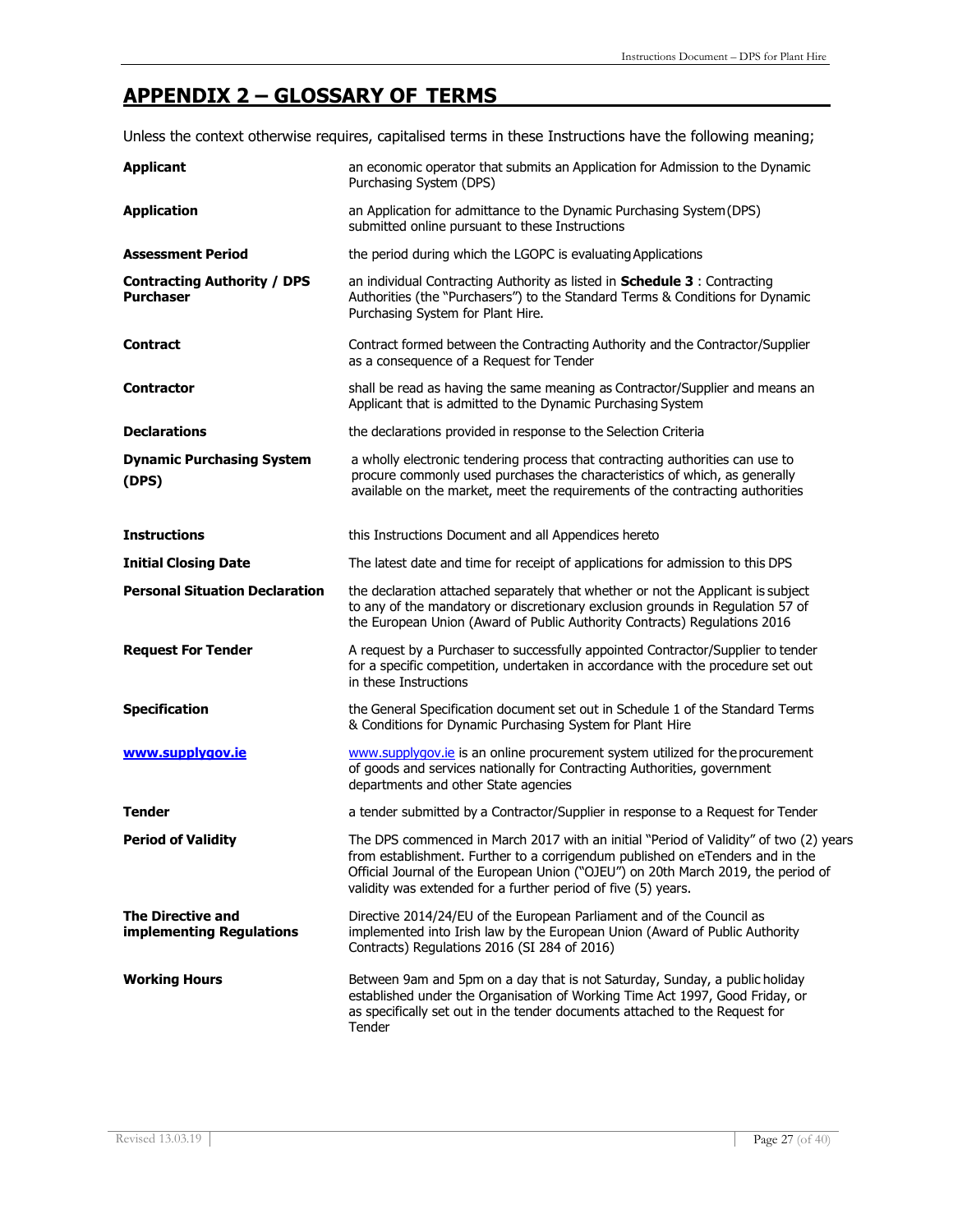# APPENDIX 2 – GLOSSARY OF TERMS

Unless the context otherwise requires, capitalised terms in these Instructions have the following meaning;

| | |
|---|---|
| **Applicant** | an economic operator that submits an Application for Admission to the Dynamic Purchasing System (DPS) |
| **Application** | an Application for admittance to the Dynamic Purchasing System (DPS) submitted online pursuant to these Instructions |
| **Assessment Period** | the period during which the LGOPC is evaluating Applications |
| **Contracting Authority / DPS Purchaser** | an individual Contracting Authority as listed in **Schedule 3** : Contracting Authorities (the "Purchasers") to the Standard Terms & Conditions for Dynamic Purchasing System for Plant Hire. |
| **Contract** | Contract formed between the Contracting Authority and the Contractor/Supplier as a consequence of a Request for Tender |
| **Contractor** | shall be read as having the same meaning as Contractor/Supplier and means an Applicant that is admitted to the Dynamic Purchasing System |
| **Declarations** | the declarations provided in response to the Selection Criteria |
| **Dynamic Purchasing System (DPS)** | a wholly electronic tendering process that contracting authorities can use to procure commonly used purchases the characteristics of which, as generally available on the market, meet the requirements of the contracting authorities |
| **Instructions** | this Instructions Document and all Appendices hereto |
| **Initial Closing Date** | The latest date and time for receipt of applications for admission to this DPS |
| **Personal Situation Declaration** | the declaration attached separately that whether or not the Applicant is subject to any of the mandatory or discretionary exclusion grounds in Regulation 57 of the European Union (Award of Public Authority Contracts) Regulations 2016 |
| **Request For Tender** | A request by a Purchaser to successfully appointed Contractor/Supplier to tender for a specific competition, undertaken in accordance with the procedure set out in these Instructions |
| **Specification** | the General Specification document set out in Schedule 1 of the Standard Terms & Conditions for Dynamic Purchasing System for Plant Hire |
| **[www.supplygov.ie](www.supplygov.ie)** | [www.supplygov.ie](www.supplygov.ie) is an online procurement system utilized for the procurement of goods and services nationally for Contracting Authorities, government departments and other State agencies |
| **Tender** | a tender submitted by a Contractor/Supplier in response to a Request for Tender |
| **Period of Validity** | The DPS commenced in March 2017 with an initial "Period of Validity" of two (2) years from establishment. Further to a corrigendum published on eTenders and in the Official Journal of the European Union ("OJEU") on 20th March 2019, the period of validity was extended for a further period of five (5) years. |
| **The Directive and implementing Regulations** | Directive 2014/24/EU of the European Parliament and of the Council as implemented into Irish law by the European Union (Award of Public Authority Contracts) Regulations 2016 (SI 284 of 2016) |
| **Working Hours** | Between 9am and 5pm on a day that is not Saturday, Sunday, a public holiday established under the Organisation of Working Time Act 1997, Good Friday, or as specifically set out in the tender documents attached to the Request for Tender |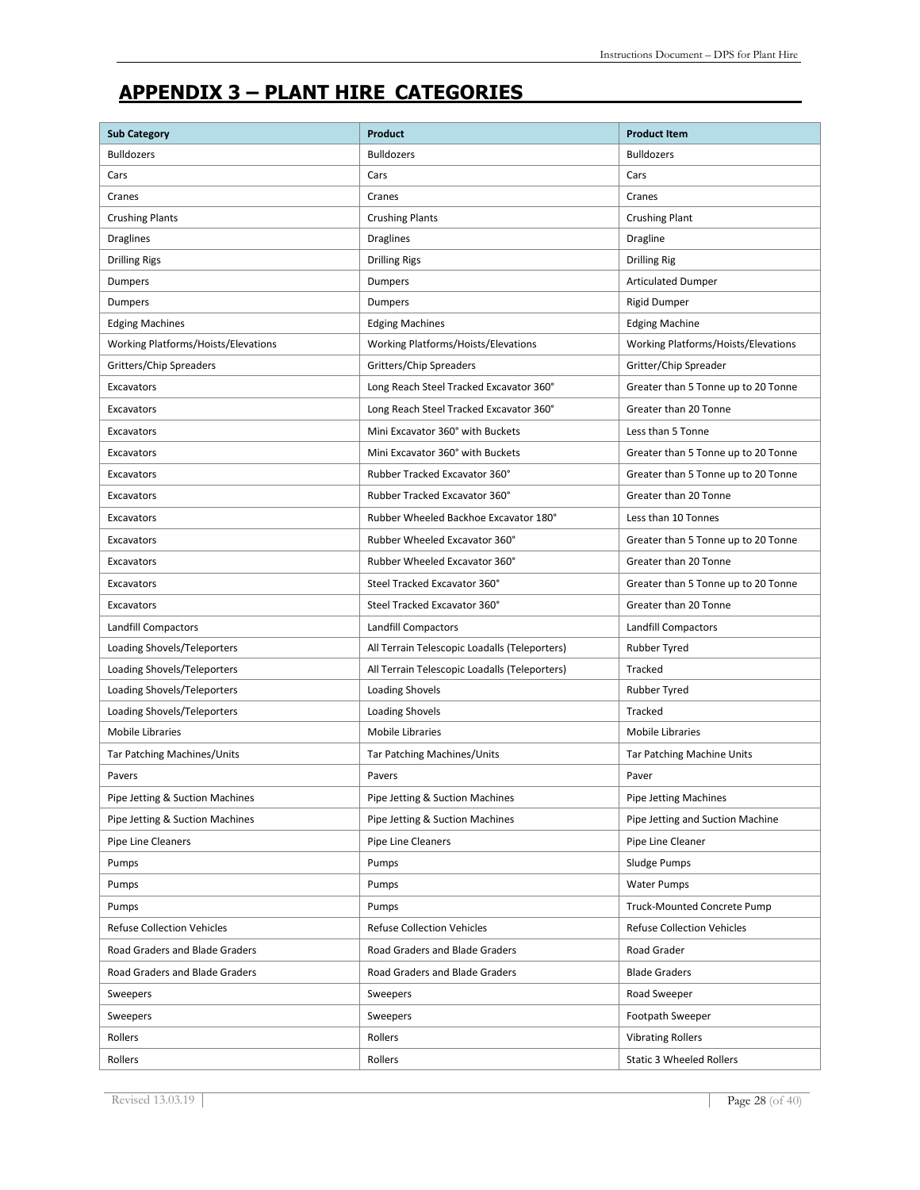# APPENDIX 3 – PLANT HIRE CATEGORIES

| Sub Category | Product | Product Item |
|---|---|---|
| Bulldozers | Bulldozers | Bulldozers |
| Cars | Cars | Cars |
| Cranes | Cranes | Cranes |
| Crushing Plants | Crushing Plants | Crushing Plant |
| Draglines | Draglines | Dragline |
| Drilling Rigs | Drilling Rigs | Drilling Rig |
| Dumpers | Dumpers | Articulated Dumper |
| Dumpers | Dumpers | Rigid Dumper |
| Edging Machines | Edging Machines | Edging Machine |
| Working Platforms/Hoists/Elevations | Working Platforms/Hoists/Elevations | Working Platforms/Hoists/Elevations |
| Gritters/Chip Spreaders | Gritters/Chip Spreaders | Gritter/Chip Spreader |
| Excavators | Long Reach Steel Tracked Excavator 360° | Greater than 5 Tonne up to 20 Tonne |
| Excavators | Long Reach Steel Tracked Excavator 360° | Greater than 20 Tonne |
| Excavators | Mini Excavator 360° with Buckets | Less than 5 Tonne |
| Excavators | Mini Excavator 360° with Buckets | Greater than 5 Tonne up to 20 Tonne |
| Excavators | Rubber Tracked Excavator 360° | Greater than 5 Tonne up to 20 Tonne |
| Excavators | Rubber Tracked Excavator 360° | Greater than 20 Tonne |
| Excavators | Rubber Wheeled Backhoe Excavator 180° | Less than 10 Tonnes |
| Excavators | Rubber Wheeled Excavator 360° | Greater than 5 Tonne up to 20 Tonne |
| Excavators | Rubber Wheeled Excavator 360° | Greater than 20 Tonne |
| Excavators | Steel Tracked Excavator 360° | Greater than 5 Tonne up to 20 Tonne |
| Excavators | Steel Tracked Excavator 360° | Greater than 20 Tonne |
| Landfill Compactors | Landfill Compactors | Landfill Compactors |
| Loading Shovels/Teleporters | All Terrain Telescopic Loadalls (Teleporters) | Rubber Tyred |
| Loading Shovels/Teleporters | All Terrain Telescopic Loadalls (Teleporters) | Tracked |
| Loading Shovels/Teleporters | Loading Shovels | Rubber Tyred |
| Loading Shovels/Teleporters | Loading Shovels | Tracked |
| Mobile Libraries | Mobile Libraries | Mobile Libraries |
| Tar Patching Machines/Units | Tar Patching Machines/Units | Tar Patching Machine Units |
| Pavers | Pavers | Paver |
| Pipe Jetting & Suction Machines | Pipe Jetting & Suction Machines | Pipe Jetting Machines |
| Pipe Jetting & Suction Machines | Pipe Jetting & Suction Machines | Pipe Jetting and Suction Machine |
| Pipe Line Cleaners | Pipe Line Cleaners | Pipe Line Cleaner |
| Pumps | Pumps | Sludge Pumps |
| Pumps | Pumps | Water Pumps |
| Pumps | Pumps | Truck-Mounted Concrete Pump |
| Refuse Collection Vehicles | Refuse Collection Vehicles | Refuse Collection Vehicles |
| Road Graders and Blade Graders | Road Graders and Blade Graders | Road Grader |
| Road Graders and Blade Graders | Road Graders and Blade Graders | Blade Graders |
| Sweepers | Sweepers | Road Sweeper |
| Sweepers | Sweepers | Footpath Sweeper |
| Rollers | Rollers | Vibrating Rollers |
| Rollers | Rollers | Static 3 Wheeled Rollers |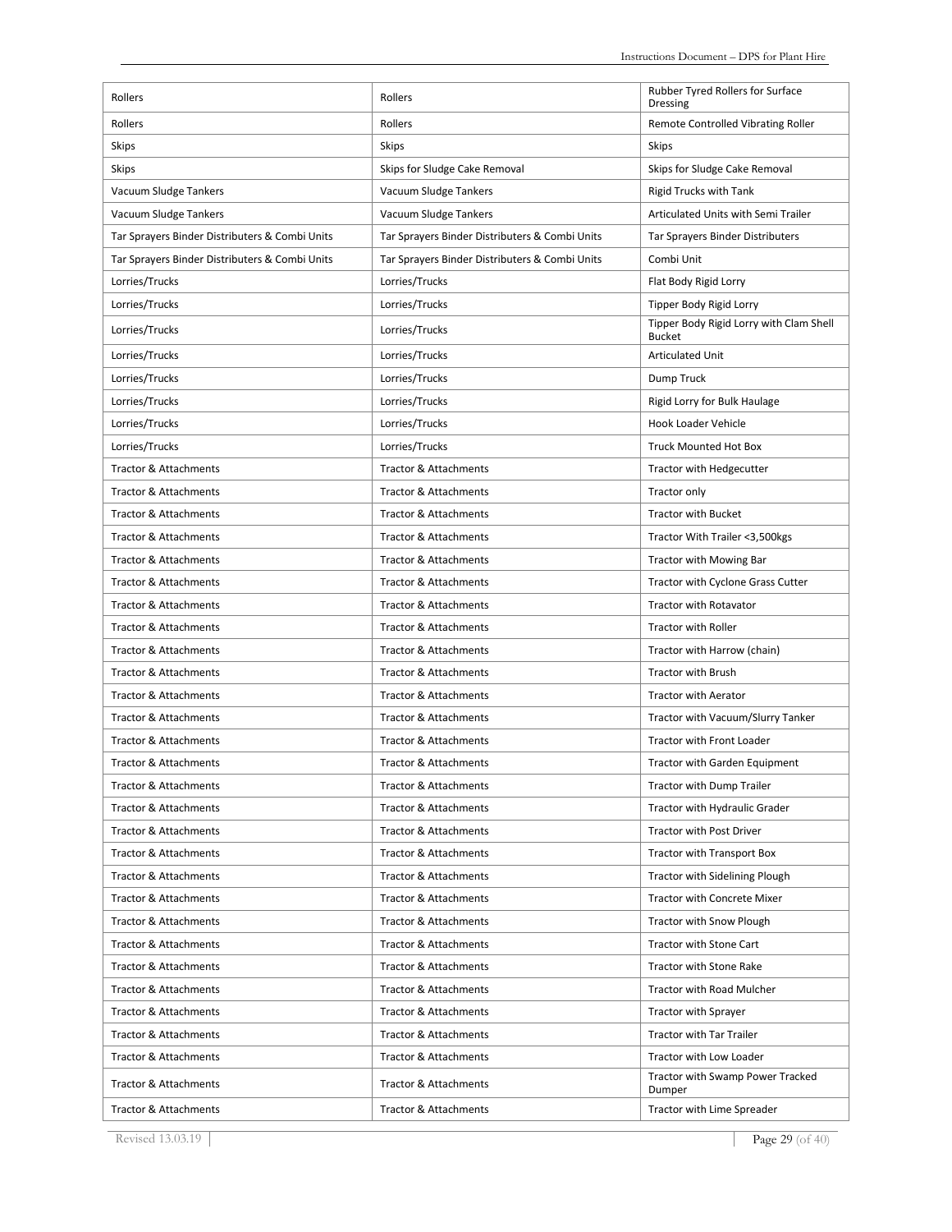| Rollers | Rollers | Rubber Tyred Rollers for Surface Dressing |
|---|---|---|
| Rollers | Rollers | Remote Controlled Vibrating Roller |
| Skips | Skips | Skips |
| Skips | Skips for Sludge Cake Removal | Skips for Sludge Cake Removal |
| Vacuum Sludge Tankers | Vacuum Sludge Tankers | Rigid Trucks with Tank |
| Vacuum Sludge Tankers | Vacuum Sludge Tankers | Articulated Units with Semi Trailer |
| Tar Sprayers Binder Distributers & Combi Units | Tar Sprayers Binder Distributers & Combi Units | Tar Sprayers Binder Distributers |
| Tar Sprayers Binder Distributers & Combi Units | Tar Sprayers Binder Distributers & Combi Units | Combi Unit |
| Lorries/Trucks | Lorries/Trucks | Flat Body Rigid Lorry |
| Lorries/Trucks | Lorries/Trucks | Tipper Body Rigid Lorry |
| Lorries/Trucks | Lorries/Trucks | Tipper Body Rigid Lorry with Clam Shell Bucket |
| Lorries/Trucks | Lorries/Trucks | Articulated Unit |
| Lorries/Trucks | Lorries/Trucks | Dump Truck |
| Lorries/Trucks | Lorries/Trucks | Rigid Lorry for Bulk Haulage |
| Lorries/Trucks | Lorries/Trucks | Hook Loader Vehicle |
| Lorries/Trucks | Lorries/Trucks | Truck Mounted Hot Box |
| Tractor & Attachments | Tractor & Attachments | Tractor with Hedgecutter |
| Tractor & Attachments | Tractor & Attachments | Tractor only |
| Tractor & Attachments | Tractor & Attachments | Tractor with Bucket |
| Tractor & Attachments | Tractor & Attachments | Tractor With Trailer <3,500kgs |
| Tractor & Attachments | Tractor & Attachments | Tractor with Mowing Bar |
| Tractor & Attachments | Tractor & Attachments | Tractor with Cyclone Grass Cutter |
| Tractor & Attachments | Tractor & Attachments | Tractor with Rotavator |
| Tractor & Attachments | Tractor & Attachments | Tractor with Roller |
| Tractor & Attachments | Tractor & Attachments | Tractor with Harrow (chain) |
| Tractor & Attachments | Tractor & Attachments | Tractor with Brush |
| Tractor & Attachments | Tractor & Attachments | Tractor with Aerator |
| Tractor & Attachments | Tractor & Attachments | Tractor with Vacuum/Slurry Tanker |
| Tractor & Attachments | Tractor & Attachments | Tractor with Front Loader |
| Tractor & Attachments | Tractor & Attachments | Tractor with Garden Equipment |
| Tractor & Attachments | Tractor & Attachments | Tractor with Dump Trailer |
| Tractor & Attachments | Tractor & Attachments | Tractor with Hydraulic Grader |
| Tractor & Attachments | Tractor & Attachments | Tractor with Post Driver |
| Tractor & Attachments | Tractor & Attachments | Tractor with Transport Box |
| Tractor & Attachments | Tractor & Attachments | Tractor with Sidelining Plough |
| Tractor & Attachments | Tractor & Attachments | Tractor with Concrete Mixer |
| Tractor & Attachments | Tractor & Attachments | Tractor with Snow Plough |
| Tractor & Attachments | Tractor & Attachments | Tractor with Stone Cart |
| Tractor & Attachments | Tractor & Attachments | Tractor with Stone Rake |
| Tractor & Attachments | Tractor & Attachments | Tractor with Road Mulcher |
| Tractor & Attachments | Tractor & Attachments | Tractor with Sprayer |
| Tractor & Attachments | Tractor & Attachments | Tractor with Tar Trailer |
| Tractor & Attachments | Tractor & Attachments | Tractor with Low Loader |
| Tractor & Attachments | Tractor & Attachments | Tractor with Swamp Power Tracked Dumper |
| Tractor & Attachments | Tractor & Attachments | Tractor with Lime Spreader |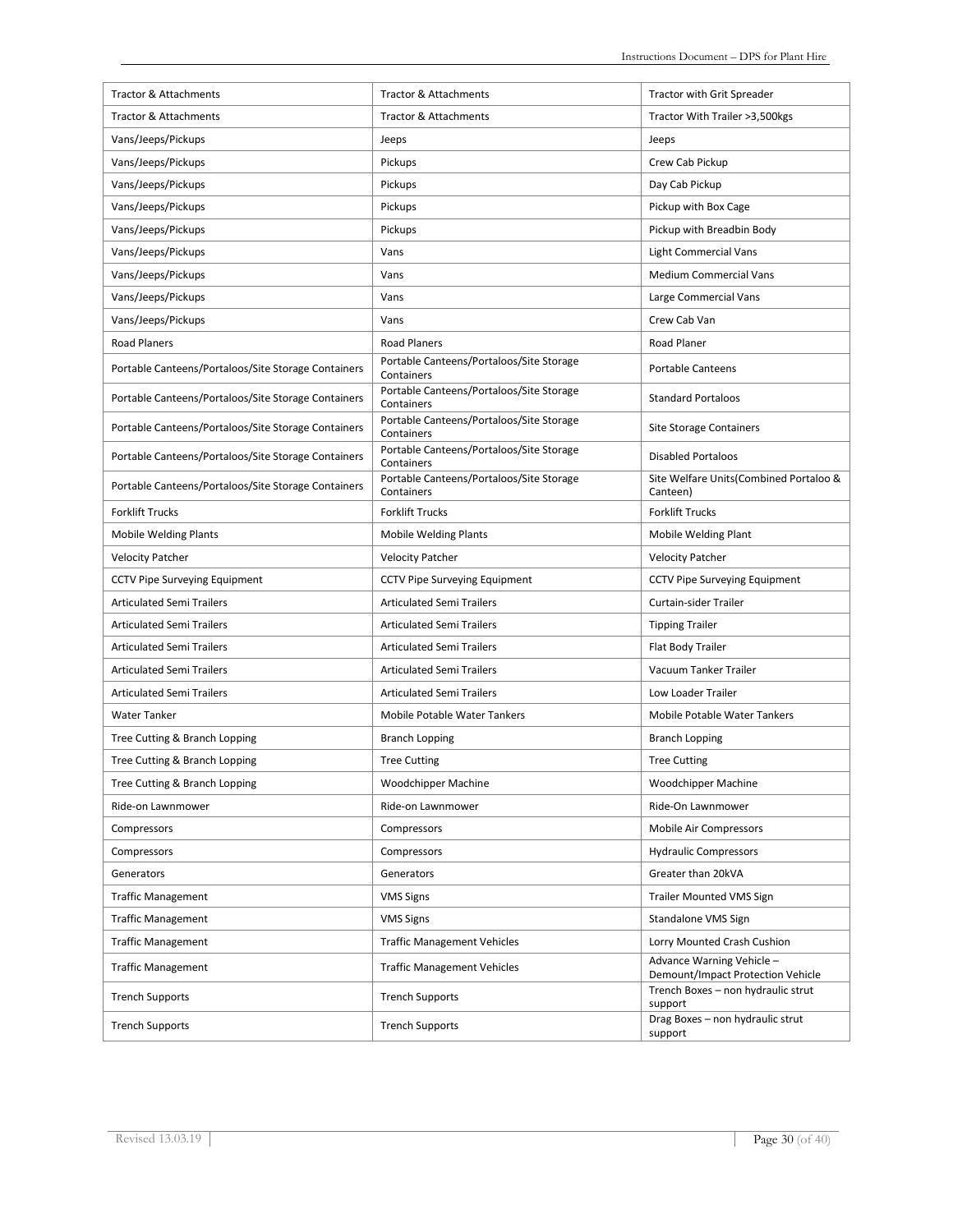| Tractor & Attachments | Tractor & Attachments | Tractor with Grit Spreader |
|---|---|---|
| Tractor & Attachments | Tractor & Attachments | Tractor With Trailer >3,500kgs |
| Vans/Jeeps/Pickups | Jeeps | Jeeps |
| Vans/Jeeps/Pickups | Pickups | Crew Cab Pickup |
| Vans/Jeeps/Pickups | Pickups | Day Cab Pickup |
| Vans/Jeeps/Pickups | Pickups | Pickup with Box Cage |
| Vans/Jeeps/Pickups | Pickups | Pickup with Breadbin Body |
| Vans/Jeeps/Pickups | Vans | Light Commercial Vans |
| Vans/Jeeps/Pickups | Vans | Medium Commercial Vans |
| Vans/Jeeps/Pickups | Vans | Large Commercial Vans |
| Vans/Jeeps/Pickups | Vans | Crew Cab Van |
| Road Planers | Road Planers | Road Planer |
| Portable Canteens/Portaloos/Site Storage Containers | Portable Canteens/Portaloos/Site Storage Containers | Portable Canteens |
| Portable Canteens/Portaloos/Site Storage Containers | Portable Canteens/Portaloos/Site Storage Containers | Standard Portaloos |
| Portable Canteens/Portaloos/Site Storage Containers | Portable Canteens/Portaloos/Site Storage Containers | Site Storage Containers |
| Portable Canteens/Portaloos/Site Storage Containers | Portable Canteens/Portaloos/Site Storage Containers | Disabled Portaloos |
| Portable Canteens/Portaloos/Site Storage Containers | Portable Canteens/Portaloos/Site Storage Containers | Site Welfare Units(Combined Portaloo & Canteen) |
| Forklift Trucks | Forklift Trucks | Forklift Trucks |
| Mobile Welding Plants | Mobile Welding Plants | Mobile Welding Plant |
| Velocity Patcher | Velocity Patcher | Velocity Patcher |
| CCTV Pipe Surveying Equipment | CCTV Pipe Surveying Equipment | CCTV Pipe Surveying Equipment |
| Articulated Semi Trailers | Articulated Semi Trailers | Curtain-sider Trailer |
| Articulated Semi Trailers | Articulated Semi Trailers | Tipping Trailer |
| Articulated Semi Trailers | Articulated Semi Trailers | Flat Body Trailer |
| Articulated Semi Trailers | Articulated Semi Trailers | Vacuum Tanker Trailer |
| Articulated Semi Trailers | Articulated Semi Trailers | Low Loader Trailer |
| Water Tanker | Mobile Potable Water Tankers | Mobile Potable Water Tankers |
| Tree Cutting & Branch Lopping | Branch Lopping | Branch Lopping |
| Tree Cutting & Branch Lopping | Tree Cutting | Tree Cutting |
| Tree Cutting & Branch Lopping | Woodchipper Machine | Woodchipper Machine |
| Ride-on Lawnmower | Ride-on Lawnmower | Ride-On Lawnmower |
| Compressors | Compressors | Mobile Air Compressors |
| Compressors | Compressors | Hydraulic Compressors |
| Generators | Generators | Greater than 20kVA |
| Traffic Management | VMS Signs | Trailer Mounted VMS Sign |
| Traffic Management | VMS Signs | Standalone VMS Sign |
| Traffic Management | Traffic Management Vehicles | Lorry Mounted Crash Cushion |
| Traffic Management | Traffic Management Vehicles | Advance Warning Vehicle – Demount/Impact Protection Vehicle |
| Trench Supports | Trench Supports | Trench Boxes – non hydraulic strut support |
| Trench Supports | Trench Supports | Drag Boxes – non hydraulic strut support |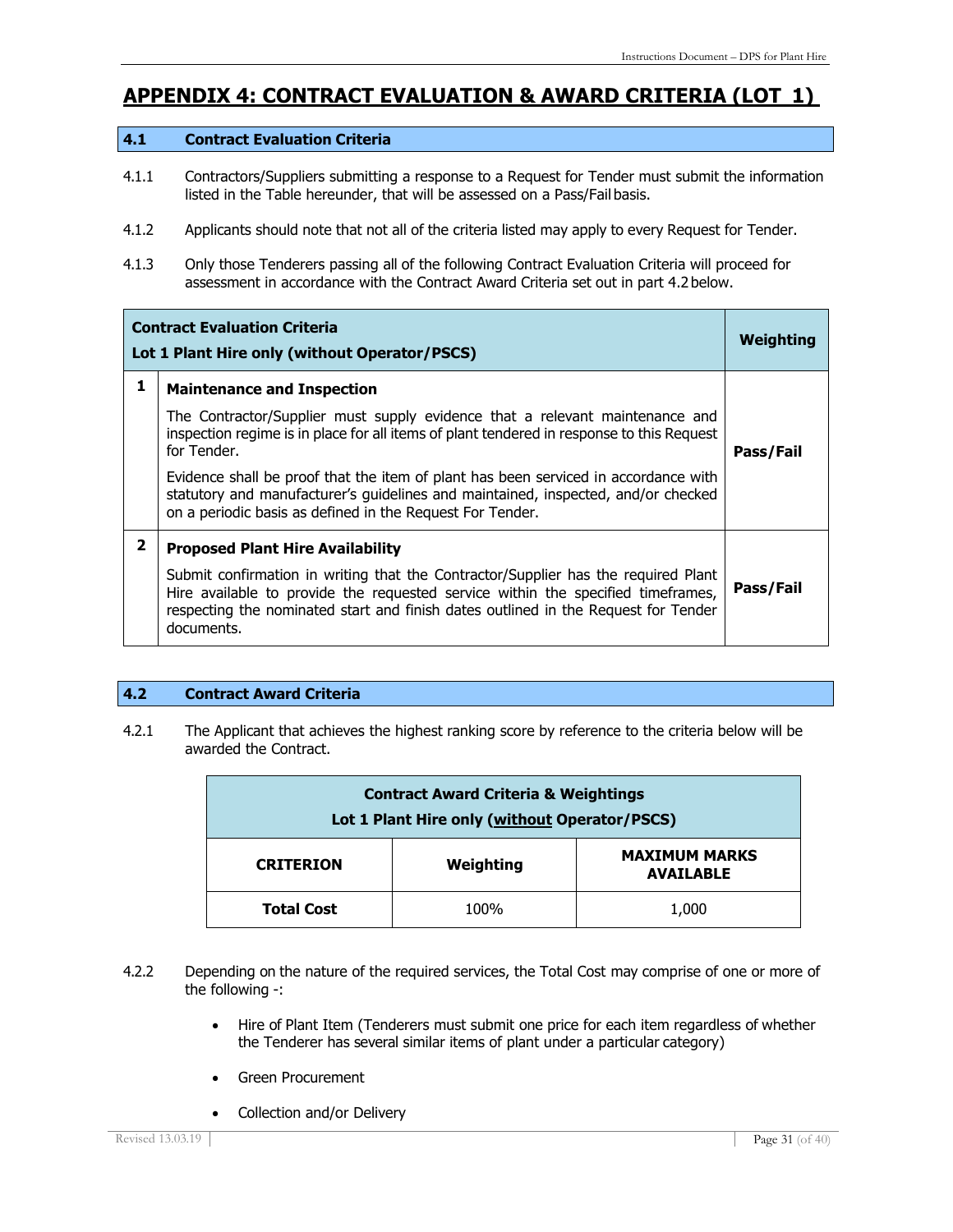# APPENDIX 4: CONTRACT EVALUATION & AWARD CRITERIA (LOT 1)

## 4.1 Contract Evaluation Criteria

4.1.1 Contractors/Suppliers submitting a response to a Request for Tender must submit the information listed in the Table hereunder, that will be assessed on a Pass/Fail basis.

4.1.2 Applicants should note that not all of the criteria listed may apply to every Request for Tender.

4.1.3 Only those Tenderers passing all of the following Contract Evaluation Criteria will proceed for assessment in accordance with the Contract Award Criteria set out in part 4.2 below.

| | **Contract Evaluation Criteria**<br>**Lot 1 Plant Hire only (without Operator/PSCS)** | **Weighting** |
|---|---|---|
| **1** | **Maintenance and Inspection**<br>The Contractor/Supplier must supply evidence that a relevant maintenance and inspection regime is in place for all items of plant tendered in response to this Request for Tender.<br>Evidence shall be proof that the item of plant has been serviced in accordance with statutory and manufacturer's guidelines and maintained, inspected, and/or checked on a periodic basis as defined in the Request For Tender. | **Pass/Fail** |
| **2** | **Proposed Plant Hire Availability**<br>Submit confirmation in writing that the Contractor/Supplier has the required Plant Hire available to provide the requested service within the specified timeframes, respecting the nominated start and finish dates outlined in the Request for Tender documents. | **Pass/Fail** |

## 4.2 Contract Award Criteria

4.2.1 The Applicant that achieves the highest ranking score by reference to the criteria below will be awarded the Contract.

| **Contract Award Criteria & Weightings**<br>**Lot 1 Plant Hire only (without Operator/PSCS)** | | |
|---|---|---|
| **CRITERION** | **Weighting** | **MAXIMUM MARKS AVAILABLE** |
| **Total Cost** | 100% | 1,000 |

4.2.2 Depending on the nature of the required services, the Total Cost may comprise of one or more of the following -:

- Hire of Plant Item (Tenderers must submit one price for each item regardless of whether the Tenderer has several similar items of plant under a particular category)
- Green Procurement
- Collection and/or Delivery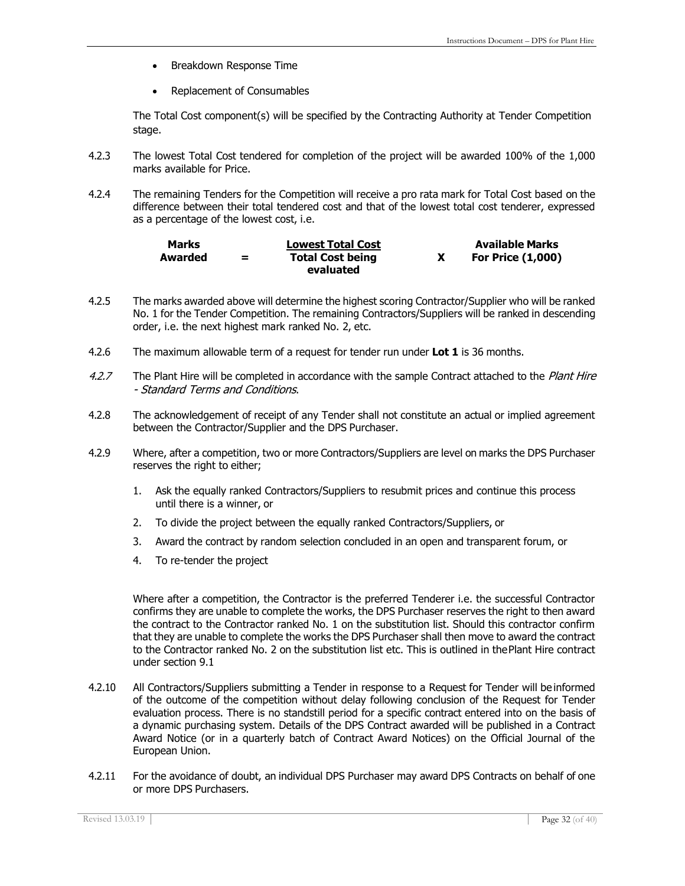- Breakdown Response Time
- Replacement of Consumables

The Total Cost component(s) will be specified by the Contracting Authority at Tender Competition stage.

4.2.3 The lowest Total Cost tendered for completion of the project will be awarded 100% of the 1,000 marks available for Price.

4.2.4 The remaining Tenders for the Competition will receive a pro rata mark for Total Cost based on the difference between their total tendered cost and that of the lowest total cost tenderer, expressed as a percentage of the lowest cost, i.e.

$$\text{Marks Awarded} = \frac{\text{Lowest Total Cost}}{\text{Total Cost being evaluated}} \times \text{Available Marks For Price (1,000)}$$

4.2.5 The marks awarded above will determine the highest scoring Contractor/Supplier who will be ranked No. 1 for the Tender Competition. The remaining Contractors/Suppliers will be ranked in descending order, i.e. the next highest mark ranked No. 2, etc.

4.2.6 The maximum allowable term of a request for tender run under **Lot 1** is 36 months.

*4.2.7* The Plant Hire will be completed in accordance with the sample Contract attached to the *Plant Hire - Standard Terms and Conditions*.

4.2.8 The acknowledgement of receipt of any Tender shall not constitute an actual or implied agreement between the Contractor/Supplier and the DPS Purchaser.

4.2.9 Where, after a competition, two or more Contractors/Suppliers are level on marks the DPS Purchaser reserves the right to either;

1. Ask the equally ranked Contractors/Suppliers to resubmit prices and continue this process until there is a winner, or
2. To divide the project between the equally ranked Contractors/Suppliers, or
3. Award the contract by random selection concluded in an open and transparent forum, or
4. To re-tender the project

Where after a competition, the Contractor is the preferred Tenderer i.e. the successful Contractor confirms they are unable to complete the works, the DPS Purchaser reserves the right to then award the contract to the Contractor ranked No. 1 on the substitution list. Should this contractor confirm that they are unable to complete the works the DPS Purchaser shall then move to award the contract to the Contractor ranked No. 2 on the substitution list etc. This is outlined in the Plant Hire contract under section 9.1

4.2.10 All Contractors/Suppliers submitting a Tender in response to a Request for Tender will be informed of the outcome of the competition without delay following conclusion of the Request for Tender evaluation process. There is no standstill period for a specific contract entered into on the basis of a dynamic purchasing system. Details of the DPS Contract awarded will be published in a Contract Award Notice (or in a quarterly batch of Contract Award Notices) on the Official Journal of the European Union.

4.2.11 For the avoidance of doubt, an individual DPS Purchaser may award DPS Contracts on behalf of one or more DPS Purchasers.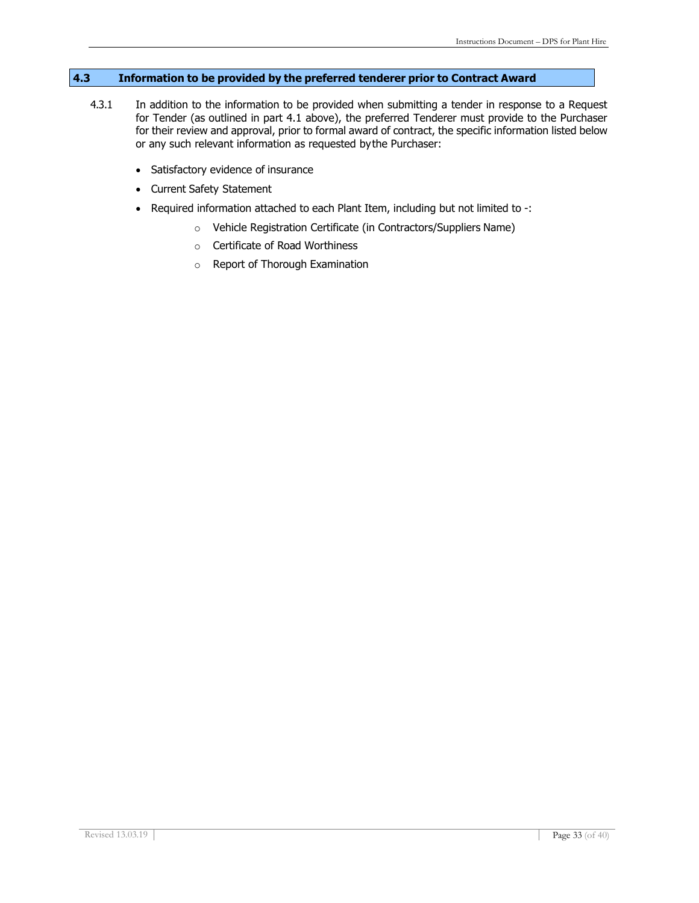## 4.3 Information to be provided by the preferred tenderer prior to Contract Award

4.3.1 In addition to the information to be provided when submitting a tender in response to a Request for Tender (as outlined in part 4.1 above), the preferred Tenderer must provide to the Purchaser for their review and approval, prior to formal award of contract, the specific information listed below or any such relevant information as requested by the Purchaser:

- Satisfactory evidence of insurance
- Current Safety Statement
- Required information attached to each Plant Item, including but not limited to -:
  - Vehicle Registration Certificate (in Contractors/Suppliers Name)
  - Certificate of Road Worthiness
  - Report of Thorough Examination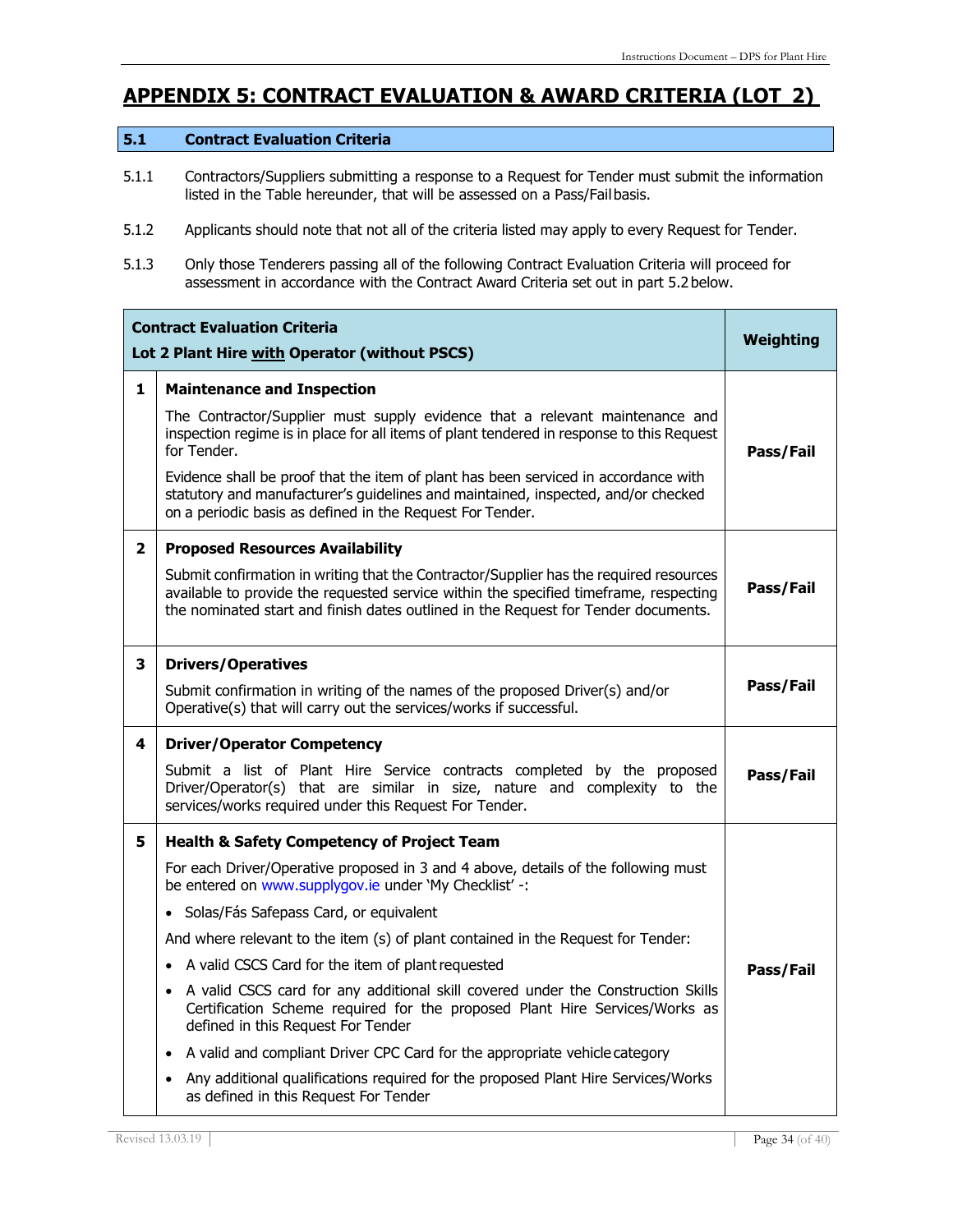## APPENDIX 5: CONTRACT EVALUATION & AWARD CRITERIA (LOT 2)

### 5.1 Contract Evaluation Criteria

5.1.1 Contractors/Suppliers submitting a response to a Request for Tender must submit the information listed in the Table hereunder, that will be assessed on a Pass/Fail basis.

5.1.2 Applicants should note that not all of the criteria listed may apply to every Request for Tender.

5.1.3 Only those Tenderers passing all of the following Contract Evaluation Criteria will proceed for assessment in accordance with the Contract Award Criteria set out in part 5.2 below.

| | **Contract Evaluation Criteria**<br>**Lot 2 Plant Hire with Operator (without PSCS)** | **Weighting** |
|---|---|---|
| **1** | **Maintenance and Inspection**<br>The Contractor/Supplier must supply evidence that a relevant maintenance and inspection regime is in place for all items of plant tendered in response to this Request for Tender.<br>Evidence shall be proof that the item of plant has been serviced in accordance with statutory and manufacturer's guidelines and maintained, inspected, and/or checked on a periodic basis as defined in the Request For Tender. | **Pass/Fail** |
| **2** | **Proposed Resources Availability**<br>Submit confirmation in writing that the Contractor/Supplier has the required resources available to provide the requested service within the specified timeframe, respecting the nominated start and finish dates outlined in the Request for Tender documents. | **Pass/Fail** |
| **3** | **Drivers/Operatives**<br>Submit confirmation in writing of the names of the proposed Driver(s) and/or Operative(s) that will carry out the services/works if successful. | **Pass/Fail** |
| **4** | **Driver/Operator Competency**<br>Submit a list of Plant Hire Service contracts completed by the proposed Driver/Operator(s) that are similar in size, nature and complexity to the services/works required under this Request For Tender. | **Pass/Fail** |
| **5** | **Health & Safety Competency of Project Team**<br>For each Driver/Operative proposed in 3 and 4 above, details of the following must be entered on www.supplygov.ie under 'My Checklist' -:<br>• Solas/Fás Safepass Card, or equivalent<br>And where relevant to the item (s) of plant contained in the Request for Tender:<br>• A valid CSCS Card for the item of plant requested<br>• A valid CSCS card for any additional skill covered under the Construction Skills Certification Scheme required for the proposed Plant Hire Services/Works as defined in this Request For Tender<br>• A valid and compliant Driver CPC Card for the appropriate vehicle category<br>• Any additional qualifications required for the proposed Plant Hire Services/Works as defined in this Request For Tender | **Pass/Fail** |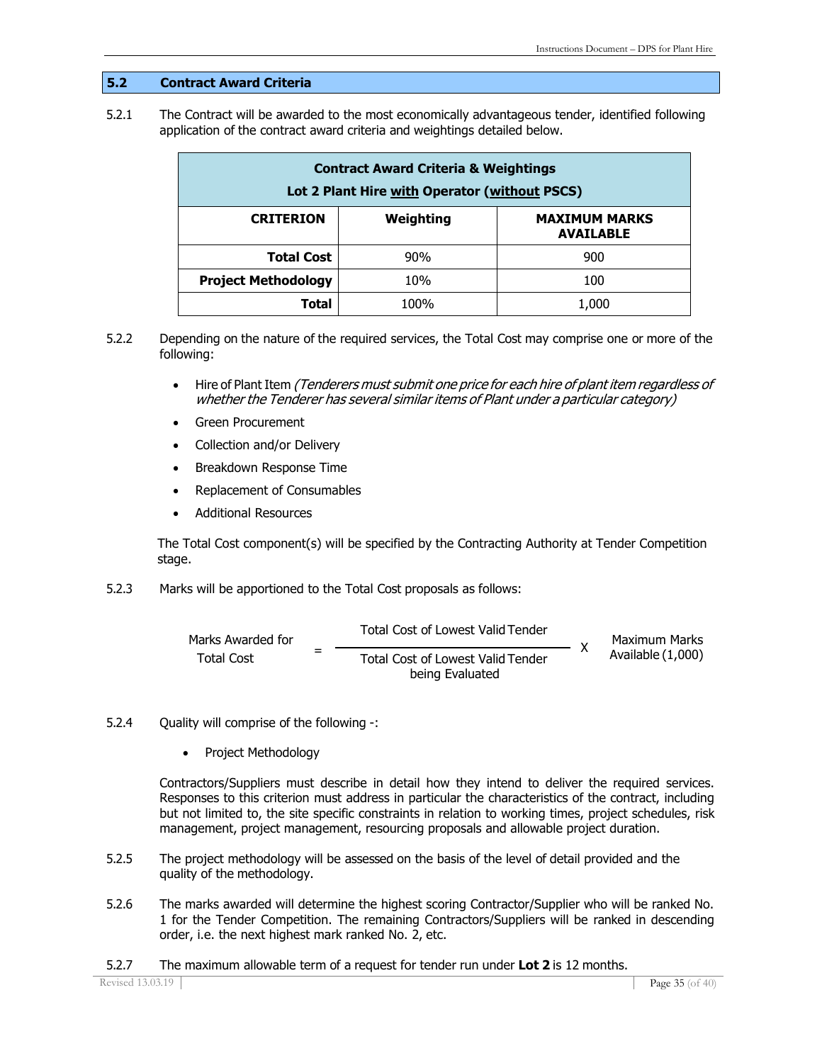## 5.2 Contract Award Criteria

5.2.1 The Contract will be awarded to the most economically advantageous tender, identified following application of the contract award criteria and weightings detailed below.

| **Contract Award Criteria & Weightings**<br>**Lot 2 Plant Hire with Operator (without PSCS)** | | |
|---|---|---|
| **CRITERION** | **Weighting** | **MAXIMUM MARKS AVAILABLE** |
| **Total Cost** | 90% | 900 |
| **Project Methodology** | 10% | 100 |
| **Total** | 100% | 1,000 |

5.2.2 Depending on the nature of the required services, the Total Cost may comprise one or more of the following:

- Hire of Plant Item *(Tenderers must submit one price for each hire of plant item regardless of whether the Tenderer has several similar items of Plant under a particular category)*
- Green Procurement
- Collection and/or Delivery
- Breakdown Response Time
- Replacement of Consumables
- Additional Resources

The Total Cost component(s) will be specified by the Contracting Authority at Tender Competition stage.

5.2.3 Marks will be apportioned to the Total Cost proposals as follows:

$$\text{Marks Awarded for Total Cost} = \frac{\text{Total Cost of Lowest Valid Tender}}{\text{Total Cost of Lowest Valid Tender being Evaluated}} \times \text{Maximum Marks Available (1,000)}$$

5.2.4 Quality will comprise of the following -:

- Project Methodology

Contractors/Suppliers must describe in detail how they intend to deliver the required services. Responses to this criterion must address in particular the characteristics of the contract, including but not limited to, the site specific constraints in relation to working times, project schedules, risk management, project management, resourcing proposals and allowable project duration.

5.2.5 The project methodology will be assessed on the basis of the level of detail provided and the quality of the methodology.

5.2.6 The marks awarded will determine the highest scoring Contractor/Supplier who will be ranked No. 1 for the Tender Competition. The remaining Contractors/Suppliers will be ranked in descending order, i.e. the next highest mark ranked No. 2, etc.

5.2.7 The maximum allowable term of a request for tender run under **Lot 2** is 12 months.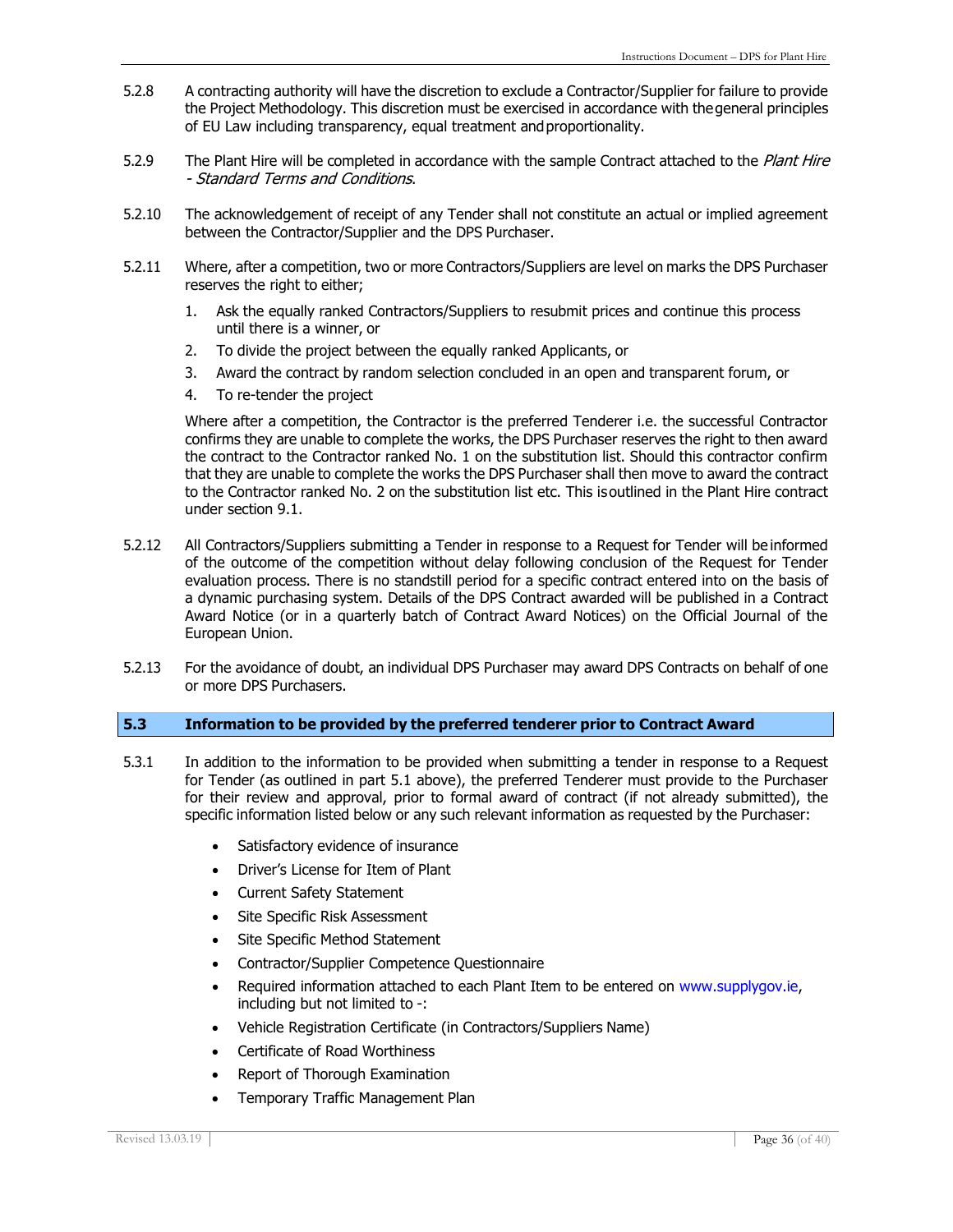5.2.8 A contracting authority will have the discretion to exclude a Contractor/Supplier for failure to provide the Project Methodology. This discretion must be exercised in accordance with the general principles of EU Law including transparency, equal treatment and proportionality.

5.2.9 The Plant Hire will be completed in accordance with the sample Contract attached to the *Plant Hire - Standard Terms and Conditions*.

5.2.10 The acknowledgement of receipt of any Tender shall not constitute an actual or implied agreement between the Contractor/Supplier and the DPS Purchaser.

5.2.11 Where, after a competition, two or more Contractors/Suppliers are level on marks the DPS Purchaser reserves the right to either;

1. Ask the equally ranked Contractors/Suppliers to resubmit prices and continue this process until there is a winner, or
2. To divide the project between the equally ranked Applicants, or
3. Award the contract by random selection concluded in an open and transparent forum, or
4. To re-tender the project

Where after a competition, the Contractor is the preferred Tenderer i.e. the successful Contractor confirms they are unable to complete the works, the DPS Purchaser reserves the right to then award the contract to the Contractor ranked No. 1 on the substitution list. Should this contractor confirm that they are unable to complete the works the DPS Purchaser shall then move to award the contract to the Contractor ranked No. 2 on the substitution list etc. This is outlined in the Plant Hire contract under section 9.1.

5.2.12 All Contractors/Suppliers submitting a Tender in response to a Request for Tender will be informed of the outcome of the competition without delay following conclusion of the Request for Tender evaluation process. There is no standstill period for a specific contract entered into on the basis of a dynamic purchasing system. Details of the DPS Contract awarded will be published in a Contract Award Notice (or in a quarterly batch of Contract Award Notices) on the Official Journal of the European Union.

5.2.13 For the avoidance of doubt, an individual DPS Purchaser may award DPS Contracts on behalf of one or more DPS Purchasers.

## 5.3 Information to be provided by the preferred tenderer prior to Contract Award

5.3.1 In addition to the information to be provided when submitting a tender in response to a Request for Tender (as outlined in part 5.1 above), the preferred Tenderer must provide to the Purchaser for their review and approval, prior to formal award of contract (if not already submitted), the specific information listed below or any such relevant information as requested by the Purchaser:

- Satisfactory evidence of insurance
- Driver's License for Item of Plant
- Current Safety Statement
- Site Specific Risk Assessment
- Site Specific Method Statement
- Contractor/Supplier Competence Questionnaire
- Required information attached to each Plant Item to be entered on www.supplygov.ie, including but not limited to -:
- Vehicle Registration Certificate (in Contractors/Suppliers Name)
- Certificate of Road Worthiness
- Report of Thorough Examination
- Temporary Traffic Management Plan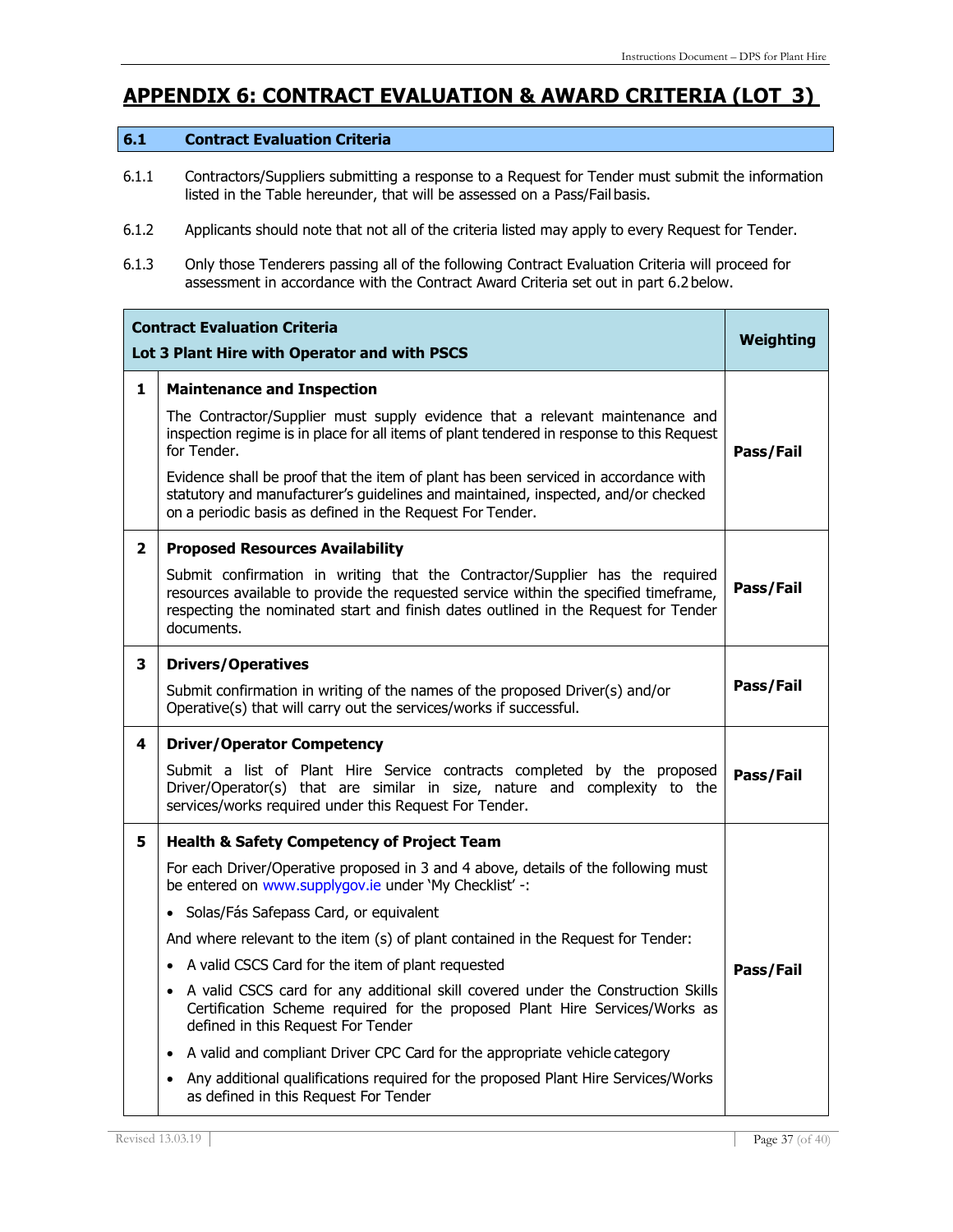# APPENDIX 6: CONTRACT EVALUATION & AWARD CRITERIA (LOT 3)

## 6.1 Contract Evaluation Criteria

6.1.1 Contractors/Suppliers submitting a response to a Request for Tender must submit the information listed in the Table hereunder, that will be assessed on a Pass/Fail basis.

6.1.2 Applicants should note that not all of the criteria listed may apply to every Request for Tender.

6.1.3 Only those Tenderers passing all of the following Contract Evaluation Criteria will proceed for assessment in accordance with the Contract Award Criteria set out in part 6.2 below.

| | **Contract Evaluation Criteria**<br>**Lot 3 Plant Hire with Operator and with PSCS** | **Weighting** |
|---|---|---|
| **1** | **Maintenance and Inspection**<br>The Contractor/Supplier must supply evidence that a relevant maintenance and inspection regime is in place for all items of plant tendered in response to this Request for Tender.<br>Evidence shall be proof that the item of plant has been serviced in accordance with statutory and manufacturer's guidelines and maintained, inspected, and/or checked on a periodic basis as defined in the Request For Tender. | **Pass/Fail** |
| **2** | **Proposed Resources Availability**<br>Submit confirmation in writing that the Contractor/Supplier has the required resources available to provide the requested service within the specified timeframe, respecting the nominated start and finish dates outlined in the Request for Tender documents. | **Pass/Fail** |
| **3** | **Drivers/Operatives**<br>Submit confirmation in writing of the names of the proposed Driver(s) and/or Operative(s) that will carry out the services/works if successful. | **Pass/Fail** |
| **4** | **Driver/Operator Competency**<br>Submit a list of Plant Hire Service contracts completed by the proposed Driver/Operator(s) that are similar in size, nature and complexity to the services/works required under this Request For Tender. | **Pass/Fail** |
| **5** | **Health & Safety Competency of Project Team**<br>For each Driver/Operative proposed in 3 and 4 above, details of the following must be entered on www.supplygov.ie under 'My Checklist' -:<br>• Solas/Fás Safepass Card, or equivalent<br>And where relevant to the item (s) of plant contained in the Request for Tender:<br>• A valid CSCS Card for the item of plant requested<br>• A valid CSCS card for any additional skill covered under the Construction Skills Certification Scheme required for the proposed Plant Hire Services/Works as defined in this Request For Tender<br>• A valid and compliant Driver CPC Card for the appropriate vehicle category<br>• Any additional qualifications required for the proposed Plant Hire Services/Works as defined in this Request For Tender | **Pass/Fail** |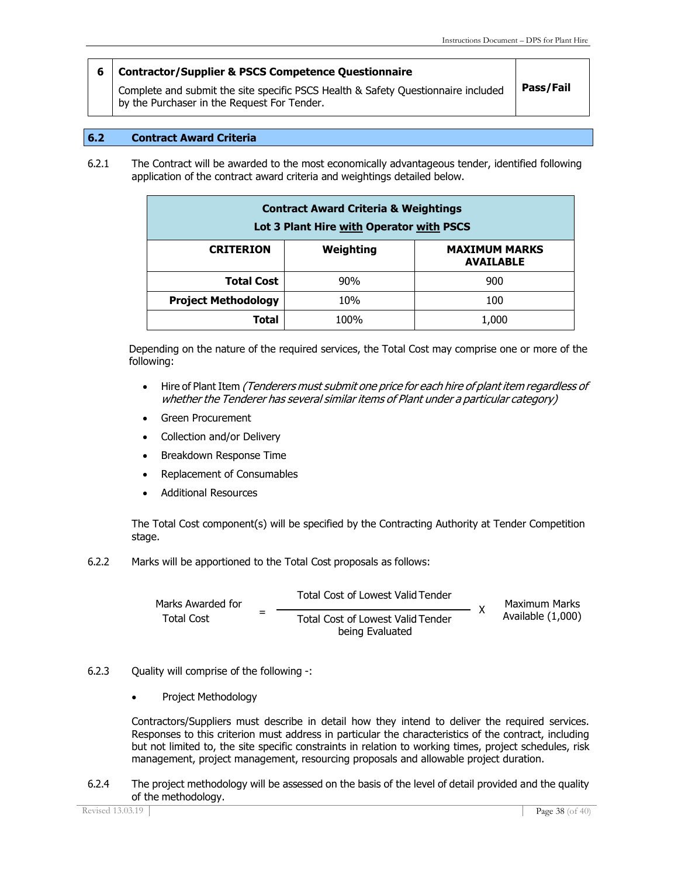| 6 | **Contractor/Supplier & PSCS Competence Questionnaire**<br>Complete and submit the site specific PSCS Health & Safety Questionnaire included by the Purchaser in the Request For Tender. | **Pass/Fail** |
|---|---|---|

## 6.2 Contract Award Criteria

6.2.1 The Contract will be awarded to the most economically advantageous tender, identified following application of the contract award criteria and weightings detailed below.

| **Contract Award Criteria & Weightings**<br>**Lot 3 Plant Hire with Operator with PSCS** | | |
|---|---|---|
| **CRITERION** | **Weighting** | **MAXIMUM MARKS AVAILABLE** |
| **Total Cost** | 90% | 900 |
| **Project Methodology** | 10% | 100 |
| **Total** | 100% | 1,000 |

Depending on the nature of the required services, the Total Cost may comprise one or more of the following:

- Hire of Plant Item *(Tenderers must submit one price for each hire of plant item regardless of whether the Tenderer has several similar items of Plant under a particular category)*
- Green Procurement
- Collection and/or Delivery
- Breakdown Response Time
- Replacement of Consumables
- Additional Resources

The Total Cost component(s) will be specified by the Contracting Authority at Tender Competition stage.

6.2.2 Marks will be apportioned to the Total Cost proposals as follows:

$$\text{Marks Awarded for Total Cost} = \frac{\text{Total Cost of Lowest Valid Tender}}{\text{Total Cost of Lowest Valid Tender being Evaluated}} \times \text{Maximum Marks Available (1,000)}$$

6.2.3 Quality will comprise of the following -:

- Project Methodology

Contractors/Suppliers must describe in detail how they intend to deliver the required services. Responses to this criterion must address in particular the characteristics of the contract, including but not limited to, the site specific constraints in relation to working times, project schedules, risk management, project management, resourcing proposals and allowable project duration.

6.2.4 The project methodology will be assessed on the basis of the level of detail provided and the quality of the methodology.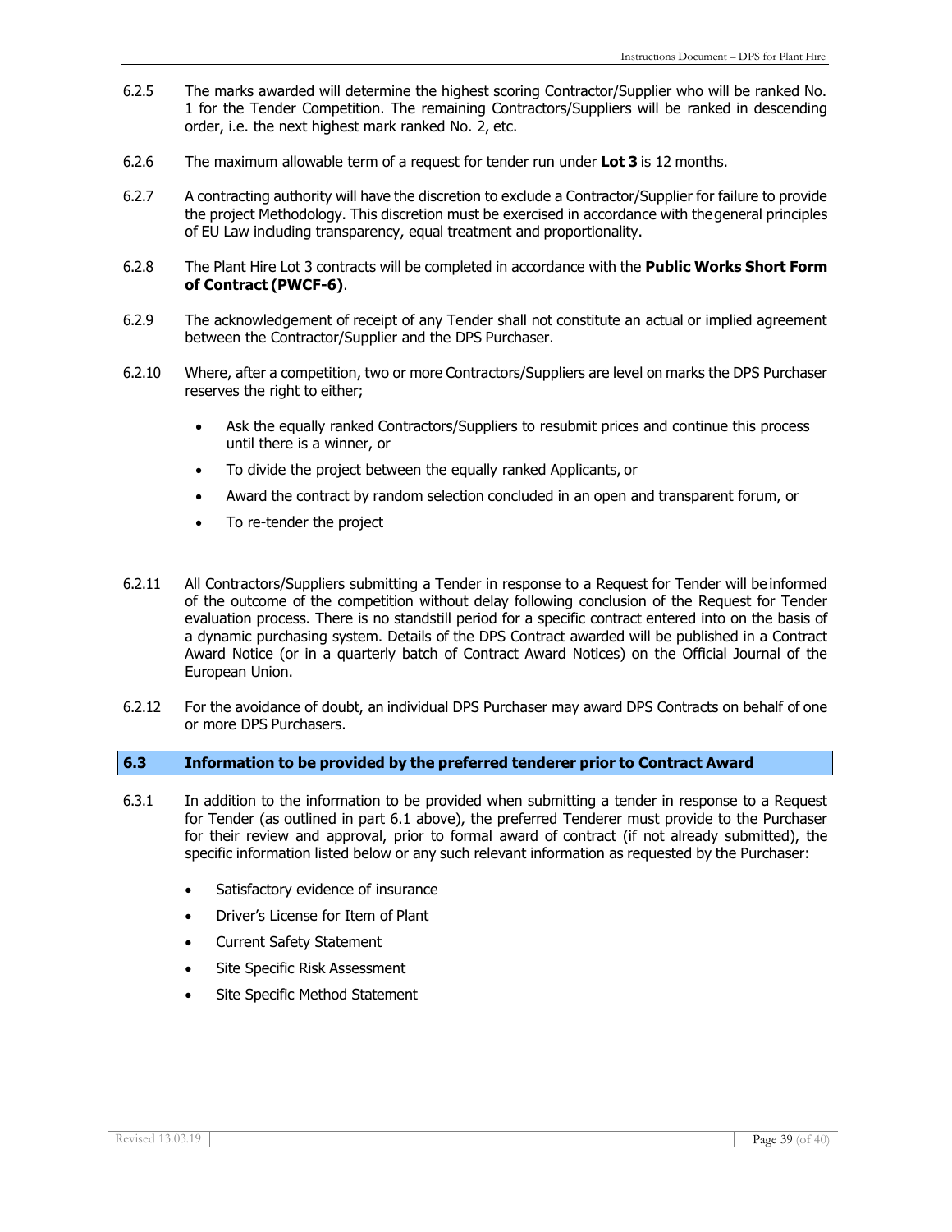6.2.5 The marks awarded will determine the highest scoring Contractor/Supplier who will be ranked No. 1 for the Tender Competition. The remaining Contractors/Suppliers will be ranked in descending order, i.e. the next highest mark ranked No. 2, etc.

6.2.6 The maximum allowable term of a request for tender run under **Lot 3** is 12 months.

6.2.7 A contracting authority will have the discretion to exclude a Contractor/Supplier for failure to provide the project Methodology. This discretion must be exercised in accordance with the general principles of EU Law including transparency, equal treatment and proportionality.

6.2.8 The Plant Hire Lot 3 contracts will be completed in accordance with the **Public Works Short Form of Contract (PWCF-6)**.

6.2.9 The acknowledgement of receipt of any Tender shall not constitute an actual or implied agreement between the Contractor/Supplier and the DPS Purchaser.

6.2.10 Where, after a competition, two or more Contractors/Suppliers are level on marks the DPS Purchaser reserves the right to either;

- Ask the equally ranked Contractors/Suppliers to resubmit prices and continue this process until there is a winner, or
- To divide the project between the equally ranked Applicants, or
- Award the contract by random selection concluded in an open and transparent forum, or
- To re-tender the project

6.2.11 All Contractors/Suppliers submitting a Tender in response to a Request for Tender will be informed of the outcome of the competition without delay following conclusion of the Request for Tender evaluation process. There is no standstill period for a specific contract entered into on the basis of a dynamic purchasing system. Details of the DPS Contract awarded will be published in a Contract Award Notice (or in a quarterly batch of Contract Award Notices) on the Official Journal of the European Union.

6.2.12 For the avoidance of doubt, an individual DPS Purchaser may award DPS Contracts on behalf of one or more DPS Purchasers.

## 6.3 Information to be provided by the preferred tenderer prior to Contract Award

6.3.1 In addition to the information to be provided when submitting a tender in response to a Request for Tender (as outlined in part 6.1 above), the preferred Tenderer must provide to the Purchaser for their review and approval, prior to formal award of contract (if not already submitted), the specific information listed below or any such relevant information as requested by the Purchaser:

- Satisfactory evidence of insurance
- Driver's License for Item of Plant
- Current Safety Statement
- Site Specific Risk Assessment
- Site Specific Method Statement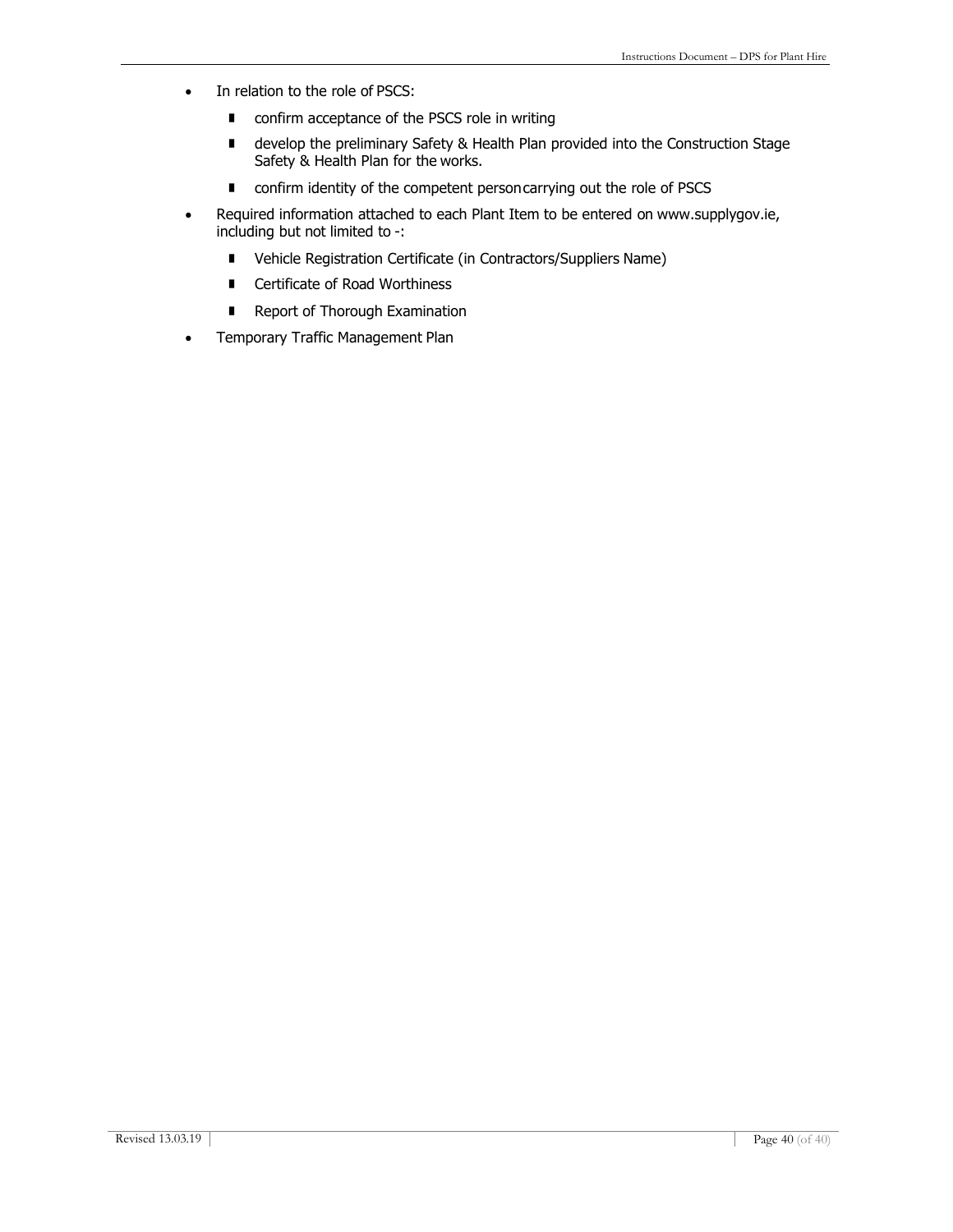- In relation to the role of PSCS:
  - confirm acceptance of the PSCS role in writing
  - develop the preliminary Safety & Health Plan provided into the Construction Stage Safety & Health Plan for the works.
  - confirm identity of the competent person carrying out the role of PSCS
- Required information attached to each Plant Item to be entered on www.supplygov.ie, including but not limited to -:
  - Vehicle Registration Certificate (in Contractors/Suppliers Name)
  - Certificate of Road Worthiness
  - Report of Thorough Examination
- Temporary Traffic Management Plan